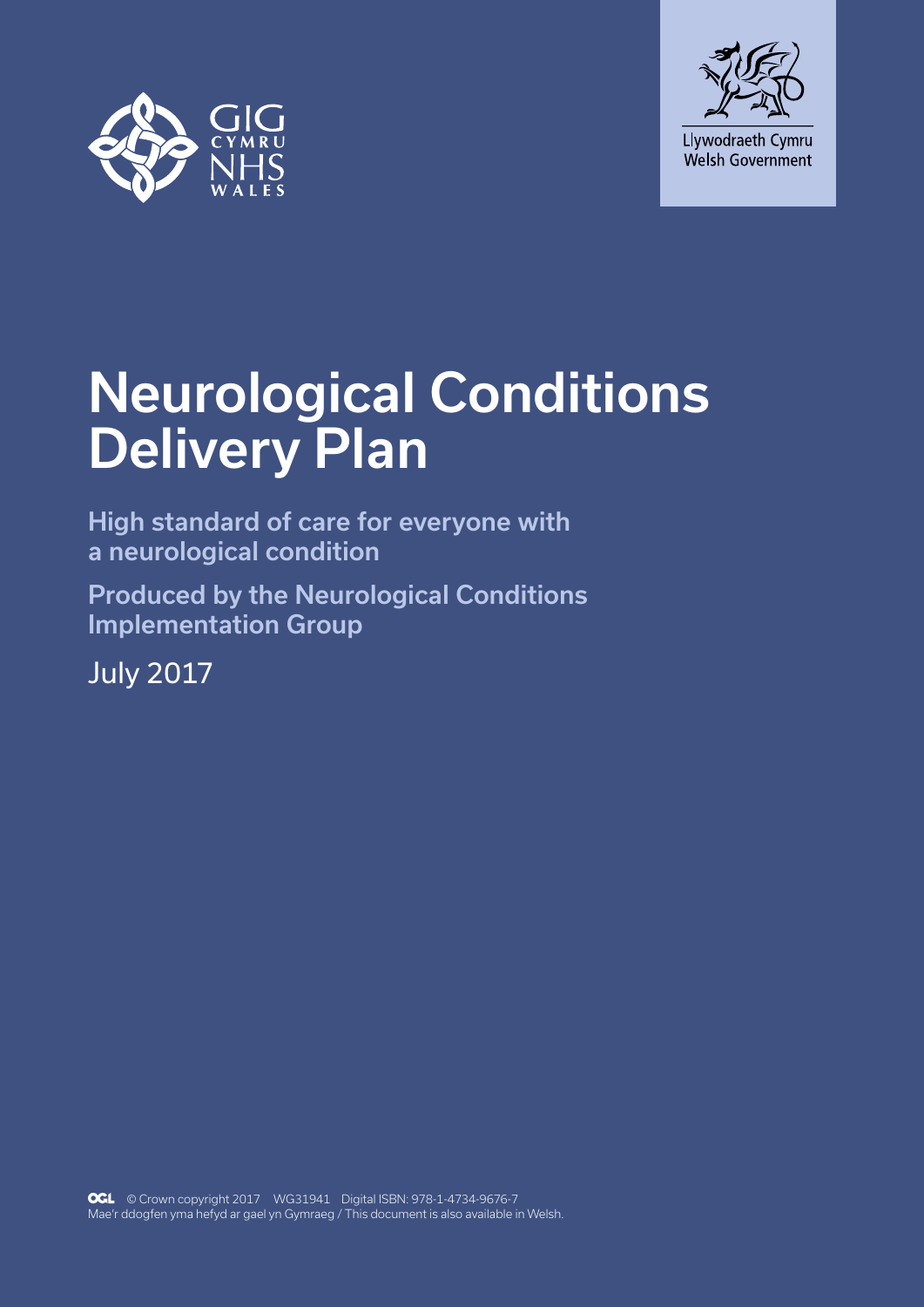GIG CYMRU NHS WALES

Llywodraeth Cymru
Welsh Government

# Neurological Conditions Delivery Plan

**High standard of care for everyone with a neurological condition**

**Produced by the Neurological Conditions Implementation Group**

July 2017

OGL © Crown copyright 2017 WG31941 Digital ISBN: 978-1-4734-9676-7
Mae'r ddogfen yma hefyd ar gael yn Gymraeg / This document is also available in Welsh.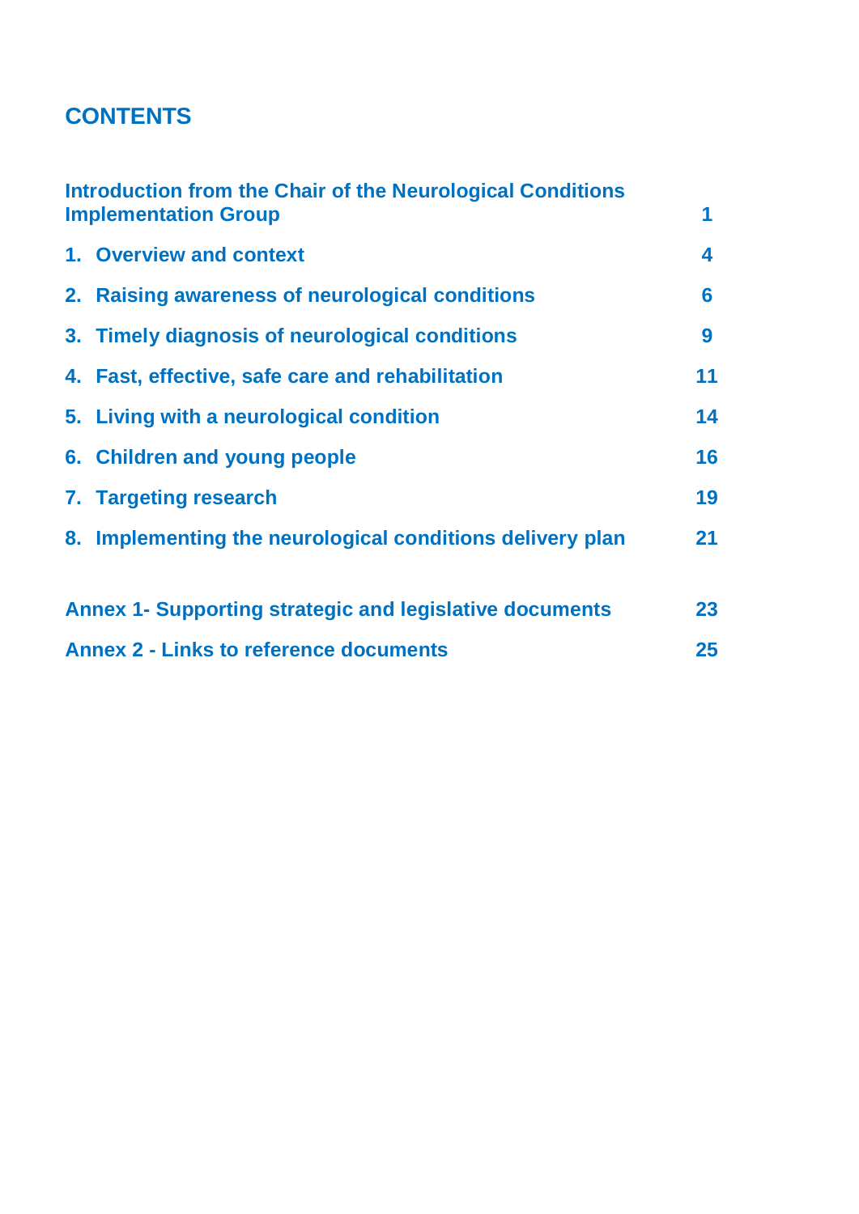## CONTENTS

| | |
|---|---|
| Introduction from the Chair of the Neurological Conditions Implementation Group | 1 |
| 1. Overview and context | 4 |
| 2. Raising awareness of neurological conditions | 6 |
| 3. Timely diagnosis of neurological conditions | 9 |
| 4. Fast, effective, safe care and rehabilitation | 11 |
| 5. Living with a neurological condition | 14 |
| 6. Children and young people | 16 |
| 7. Targeting research | 19 |
| 8. Implementing the neurological conditions delivery plan | 21 |
| Annex 1- Supporting strategic and legislative documents | 23 |
| Annex 2 - Links to reference documents | 25 |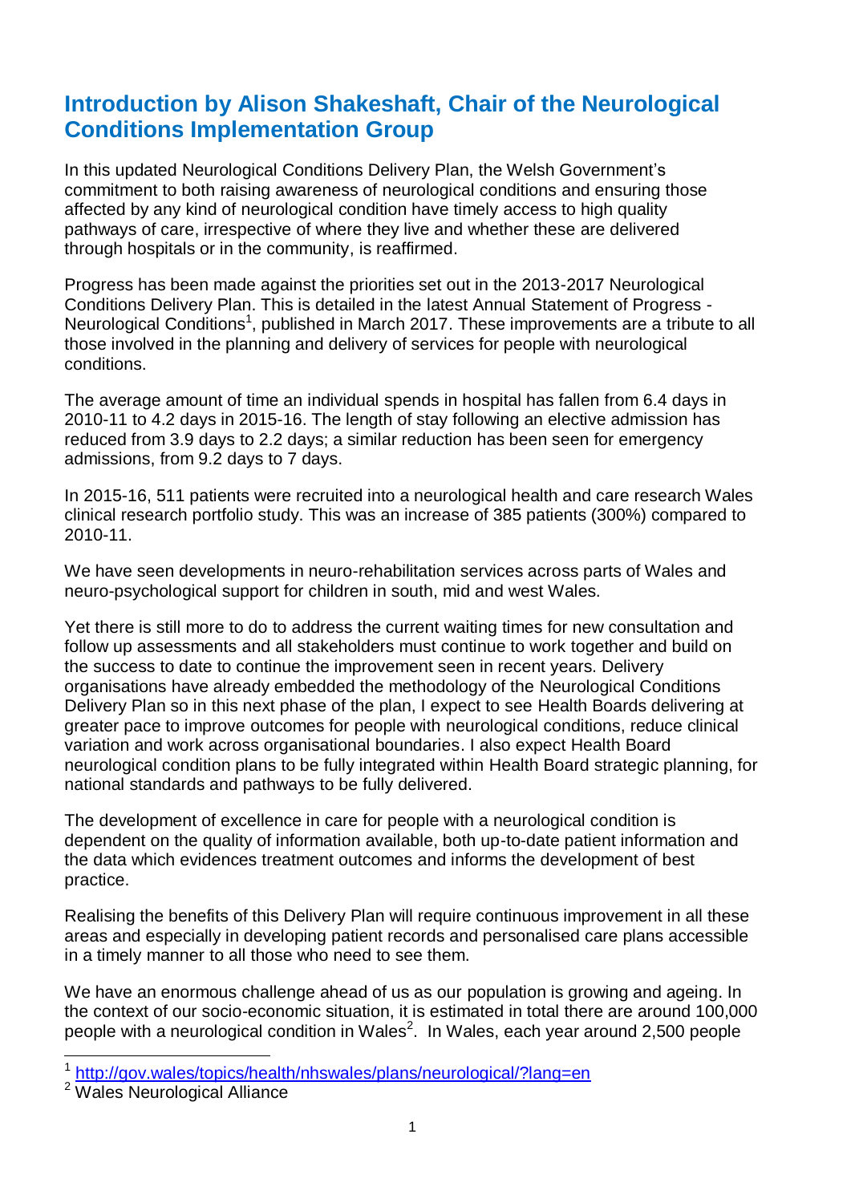## Introduction by Alison Shakeshaft, Chair of the Neurological Conditions Implementation Group

In this updated Neurological Conditions Delivery Plan, the Welsh Government's commitment to both raising awareness of neurological conditions and ensuring those affected by any kind of neurological condition have timely access to high quality pathways of care, irrespective of where they live and whether these are delivered through hospitals or in the community, is reaffirmed.

Progress has been made against the priorities set out in the 2013-2017 Neurological Conditions Delivery Plan. This is detailed in the latest Annual Statement of Progress - Neurological Conditions[1], published in March 2017. These improvements are a tribute to all those involved in the planning and delivery of services for people with neurological conditions.

The average amount of time an individual spends in hospital has fallen from 6.4 days in 2010-11 to 4.2 days in 2015-16. The length of stay following an elective admission has reduced from 3.9 days to 2.2 days; a similar reduction has been seen for emergency admissions, from 9.2 days to 7 days.

In 2015-16, 511 patients were recruited into a neurological health and care research Wales clinical research portfolio study. This was an increase of 385 patients (300%) compared to 2010-11.

We have seen developments in neuro-rehabilitation services across parts of Wales and neuro-psychological support for children in south, mid and west Wales.

Yet there is still more to do to address the current waiting times for new consultation and follow up assessments and all stakeholders must continue to work together and build on the success to date to continue the improvement seen in recent years. Delivery organisations have already embedded the methodology of the Neurological Conditions Delivery Plan so in this next phase of the plan, I expect to see Health Boards delivering at greater pace to improve outcomes for people with neurological conditions, reduce clinical variation and work across organisational boundaries. I also expect Health Board neurological condition plans to be fully integrated within Health Board strategic planning, for national standards and pathways to be fully delivered.

The development of excellence in care for people with a neurological condition is dependent on the quality of information available, both up-to-date patient information and the data which evidences treatment outcomes and informs the development of best practice.

Realising the benefits of this Delivery Plan will require continuous improvement in all these areas and especially in developing patient records and personalised care plans accessible in a timely manner to all those who need to see them.

We have an enormous challenge ahead of us as our population is growing and ageing. In the context of our socio-economic situation, it is estimated in total there are around 100,000 people with a neurological condition in Wales[2]. In Wales, each year around 2,500 people

---

[1] http://gov.wales/topics/health/nhswales/plans/neurological/?lang=en

[2] Wales Neurological Alliance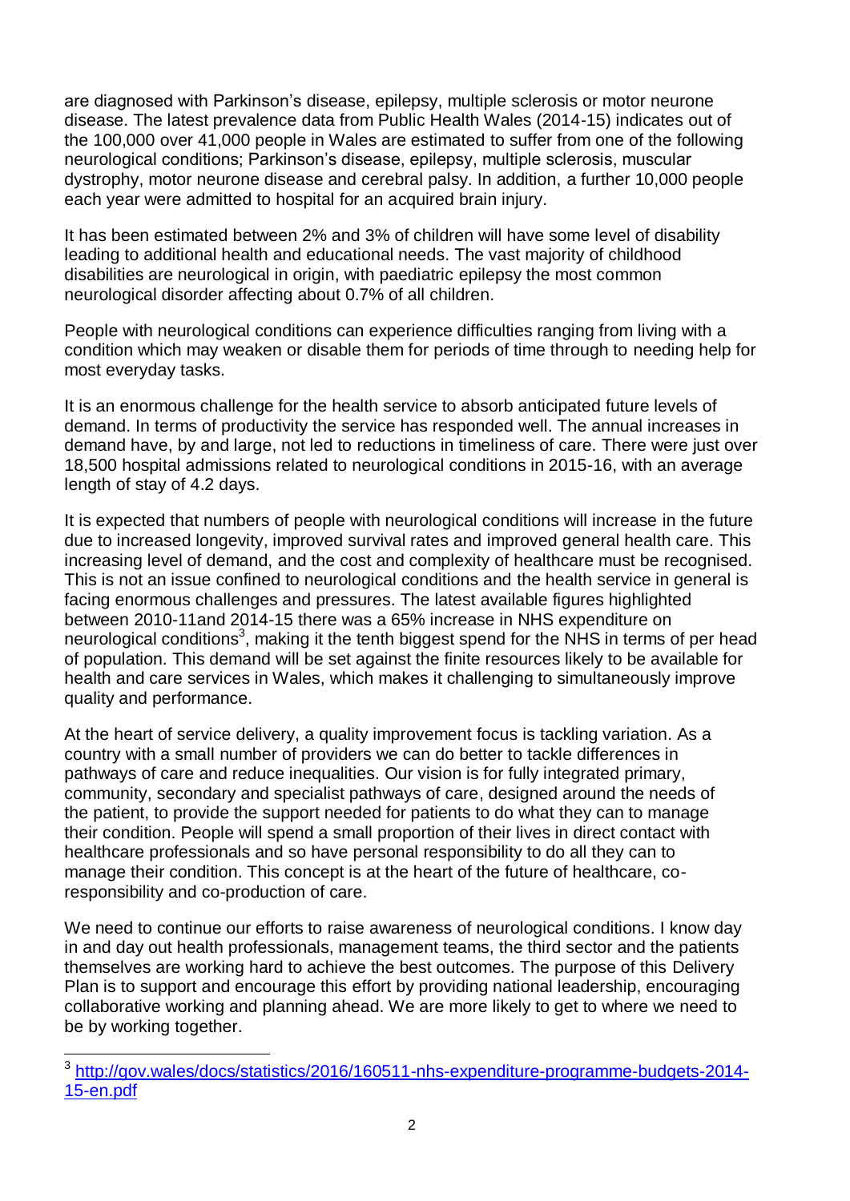are diagnosed with Parkinson's disease, epilepsy, multiple sclerosis or motor neurone disease. The latest prevalence data from Public Health Wales (2014-15) indicates out of the 100,000 over 41,000 people in Wales are estimated to suffer from one of the following neurological conditions; Parkinson's disease, epilepsy, multiple sclerosis, muscular dystrophy, motor neurone disease and cerebral palsy. In addition, a further 10,000 people each year were admitted to hospital for an acquired brain injury.

It has been estimated between 2% and 3% of children will have some level of disability leading to additional health and educational needs. The vast majority of childhood disabilities are neurological in origin, with paediatric epilepsy the most common neurological disorder affecting about 0.7% of all children.

People with neurological conditions can experience difficulties ranging from living with a condition which may weaken or disable them for periods of time through to needing help for most everyday tasks.

It is an enormous challenge for the health service to absorb anticipated future levels of demand. In terms of productivity the service has responded well. The annual increases in demand have, by and large, not led to reductions in timeliness of care. There were just over 18,500 hospital admissions related to neurological conditions in 2015-16, with an average length of stay of 4.2 days.

It is expected that numbers of people with neurological conditions will increase in the future due to increased longevity, improved survival rates and improved general health care. This increasing level of demand, and the cost and complexity of healthcare must be recognised. This is not an issue confined to neurological conditions and the health service in general is facing enormous challenges and pressures. The latest available figures highlighted between 2010-11and 2014-15 there was a 65% increase in NHS expenditure on neurological conditions[3], making it the tenth biggest spend for the NHS in terms of per head of population. This demand will be set against the finite resources likely to be available for health and care services in Wales, which makes it challenging to simultaneously improve quality and performance.

At the heart of service delivery, a quality improvement focus is tackling variation. As a country with a small number of providers we can do better to tackle differences in pathways of care and reduce inequalities. Our vision is for fully integrated primary, community, secondary and specialist pathways of care, designed around the needs of the patient, to provide the support needed for patients to do what they can to manage their condition. People will spend a small proportion of their lives in direct contact with healthcare professionals and so have personal responsibility to do all they can to manage their condition. This concept is at the heart of the future of healthcare, co-responsibility and co-production of care.

We need to continue our efforts to raise awareness of neurological conditions. I know day in and day out health professionals, management teams, the third sector and the patients themselves are working hard to achieve the best outcomes. The purpose of this Delivery Plan is to support and encourage this effort by providing national leadership, encouraging collaborative working and planning ahead. We are more likely to get to where we need to be by working together.

[3] http://gov.wales/docs/statistics/2016/160511-nhs-expenditure-programme-budgets-2014-15-en.pdf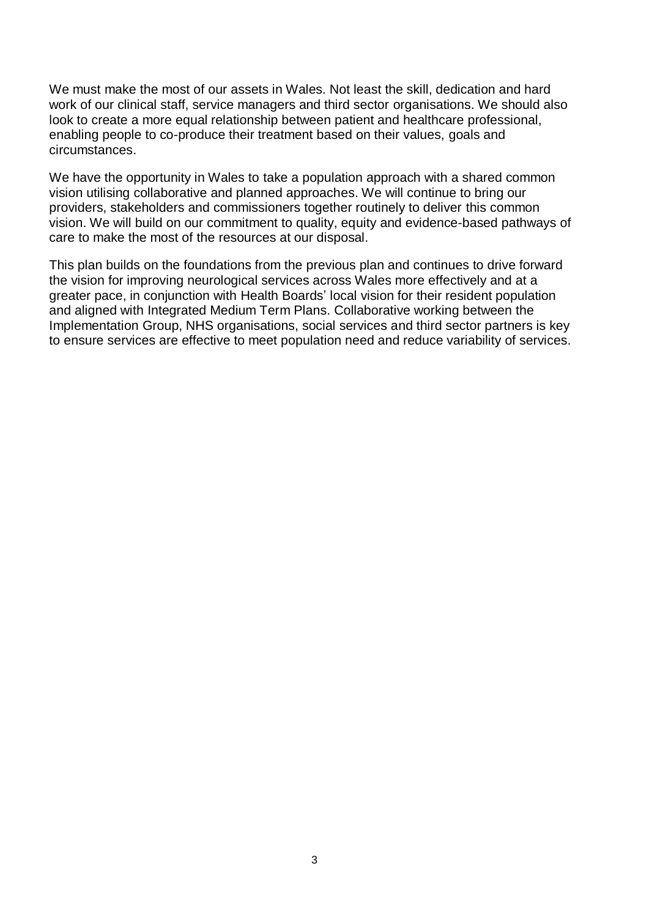We must make the most of our assets in Wales. Not least the skill, dedication and hard work of our clinical staff, service managers and third sector organisations. We should also look to create a more equal relationship between patient and healthcare professional, enabling people to co-produce their treatment based on their values, goals and circumstances.

We have the opportunity in Wales to take a population approach with a shared common vision utilising collaborative and planned approaches. We will continue to bring our providers, stakeholders and commissioners together routinely to deliver this common vision. We will build on our commitment to quality, equity and evidence-based pathways of care to make the most of the resources at our disposal.

This plan builds on the foundations from the previous plan and continues to drive forward the vision for improving neurological services across Wales more effectively and at a greater pace, in conjunction with Health Boards' local vision for their resident population and aligned with Integrated Medium Term Plans. Collaborative working between the Implementation Group, NHS organisations, social services and third sector partners is key to ensure services are effective to meet population need and reduce variability of services.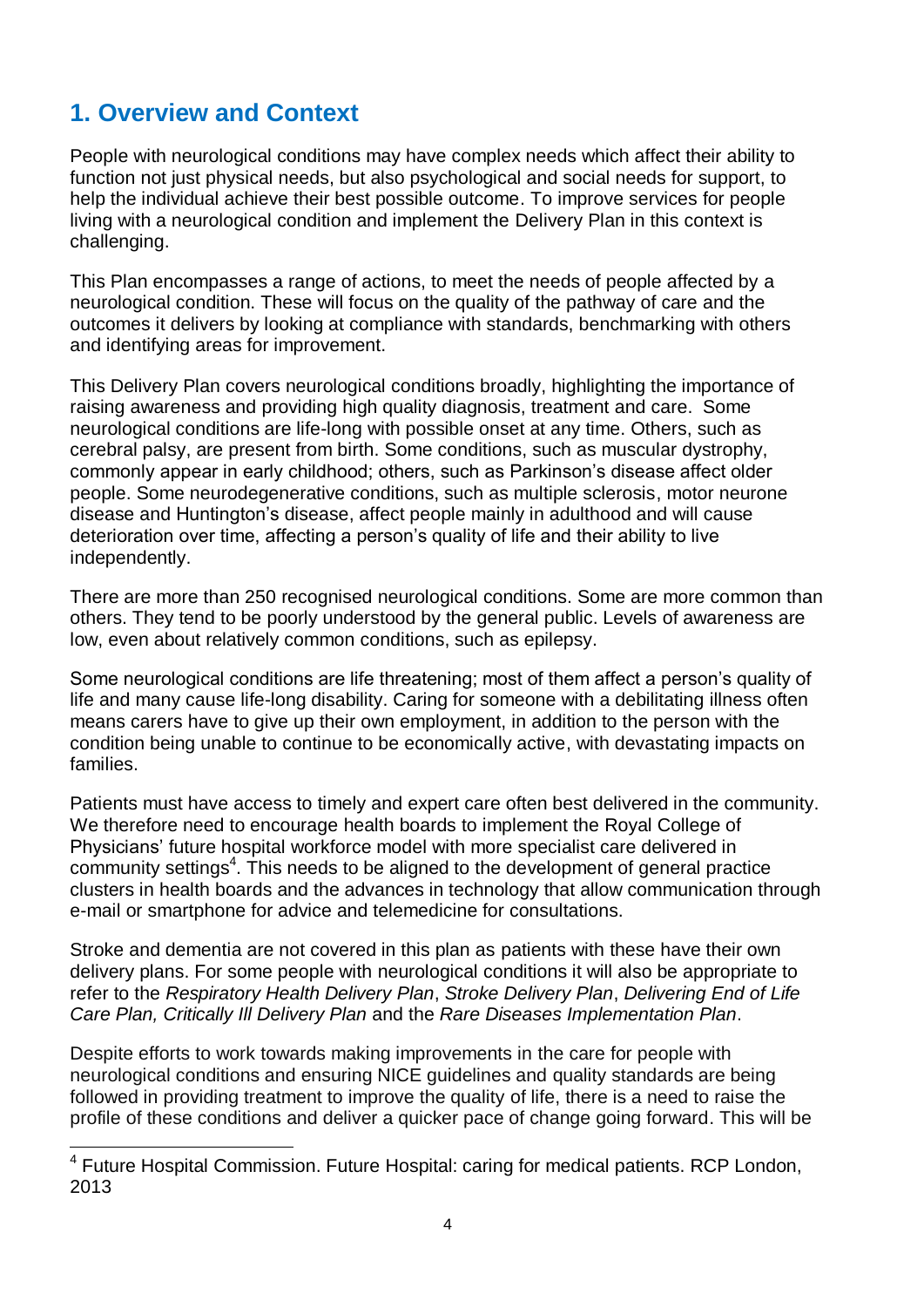## 1. Overview and Context

People with neurological conditions may have complex needs which affect their ability to function not just physical needs, but also psychological and social needs for support, to help the individual achieve their best possible outcome. To improve services for people living with a neurological condition and implement the Delivery Plan in this context is challenging.

This Plan encompasses a range of actions, to meet the needs of people affected by a neurological condition. These will focus on the quality of the pathway of care and the outcomes it delivers by looking at compliance with standards, benchmarking with others and identifying areas for improvement.

This Delivery Plan covers neurological conditions broadly, highlighting the importance of raising awareness and providing high quality diagnosis, treatment and care. Some neurological conditions are life-long with possible onset at any time. Others, such as cerebral palsy, are present from birth. Some conditions, such as muscular dystrophy, commonly appear in early childhood; others, such as Parkinson's disease affect older people. Some neurodegenerative conditions, such as multiple sclerosis, motor neurone disease and Huntington's disease, affect people mainly in adulthood and will cause deterioration over time, affecting a person's quality of life and their ability to live independently.

There are more than 250 recognised neurological conditions. Some are more common than others. They tend to be poorly understood by the general public. Levels of awareness are low, even about relatively common conditions, such as epilepsy.

Some neurological conditions are life threatening; most of them affect a person's quality of life and many cause life-long disability. Caring for someone with a debilitating illness often means carers have to give up their own employment, in addition to the person with the condition being unable to continue to be economically active, with devastating impacts on families.

Patients must have access to timely and expert care often best delivered in the community. We therefore need to encourage health boards to implement the Royal College of Physicians' future hospital workforce model with more specialist care delivered in community settings[4]. This needs to be aligned to the development of general practice clusters in health boards and the advances in technology that allow communication through e-mail or smartphone for advice and telemedicine for consultations.

Stroke and dementia are not covered in this plan as patients with these have their own delivery plans. For some people with neurological conditions it will also be appropriate to refer to the *Respiratory Health Delivery Plan*, *Stroke Delivery Plan*, *Delivering End of Life Care Plan, Critically Ill Delivery Plan* and the *Rare Diseases Implementation Plan*.

Despite efforts to work towards making improvements in the care for people with neurological conditions and ensuring NICE guidelines and quality standards are being followed in providing treatment to improve the quality of life, there is a need to raise the profile of these conditions and deliver a quicker pace of change going forward. This will be

[4] Future Hospital Commission. Future Hospital: caring for medical patients. RCP London, 2013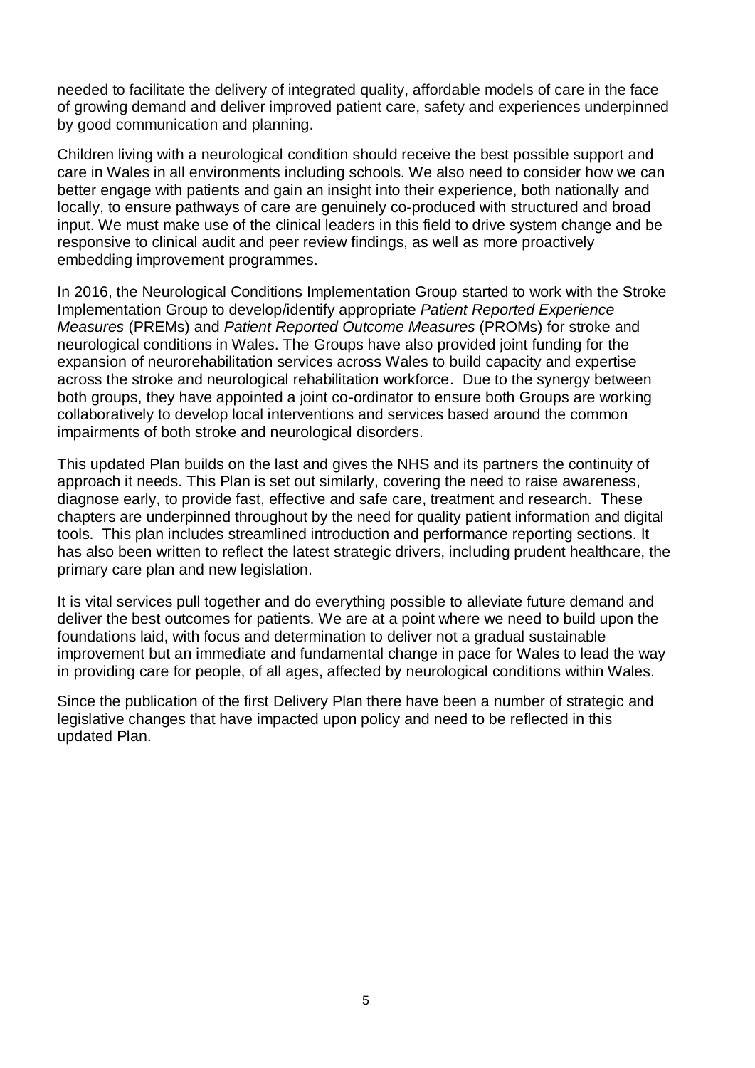needed to facilitate the delivery of integrated quality, affordable models of care in the face of growing demand and deliver improved patient care, safety and experiences underpinned by good communication and planning.

Children living with a neurological condition should receive the best possible support and care in Wales in all environments including schools. We also need to consider how we can better engage with patients and gain an insight into their experience, both nationally and locally, to ensure pathways of care are genuinely co-produced with structured and broad input. We must make use of the clinical leaders in this field to drive system change and be responsive to clinical audit and peer review findings, as well as more proactively embedding improvement programmes.

In 2016, the Neurological Conditions Implementation Group started to work with the Stroke Implementation Group to develop/identify appropriate *Patient Reported Experience Measures* (PREMs) and *Patient Reported Outcome Measures* (PROMs) for stroke and neurological conditions in Wales. The Groups have also provided joint funding for the expansion of neurorehabilitation services across Wales to build capacity and expertise across the stroke and neurological rehabilitation workforce. Due to the synergy between both groups, they have appointed a joint co-ordinator to ensure both Groups are working collaboratively to develop local interventions and services based around the common impairments of both stroke and neurological disorders.

This updated Plan builds on the last and gives the NHS and its partners the continuity of approach it needs. This Plan is set out similarly, covering the need to raise awareness, diagnose early, to provide fast, effective and safe care, treatment and research. These chapters are underpinned throughout by the need for quality patient information and digital tools. This plan includes streamlined introduction and performance reporting sections. It has also been written to reflect the latest strategic drivers, including prudent healthcare, the primary care plan and new legislation.

It is vital services pull together and do everything possible to alleviate future demand and deliver the best outcomes for patients. We are at a point where we need to build upon the foundations laid, with focus and determination to deliver not a gradual sustainable improvement but an immediate and fundamental change in pace for Wales to lead the way in providing care for people, of all ages, affected by neurological conditions within Wales.

Since the publication of the first Delivery Plan there have been a number of strategic and legislative changes that have impacted upon policy and need to be reflected in this updated Plan.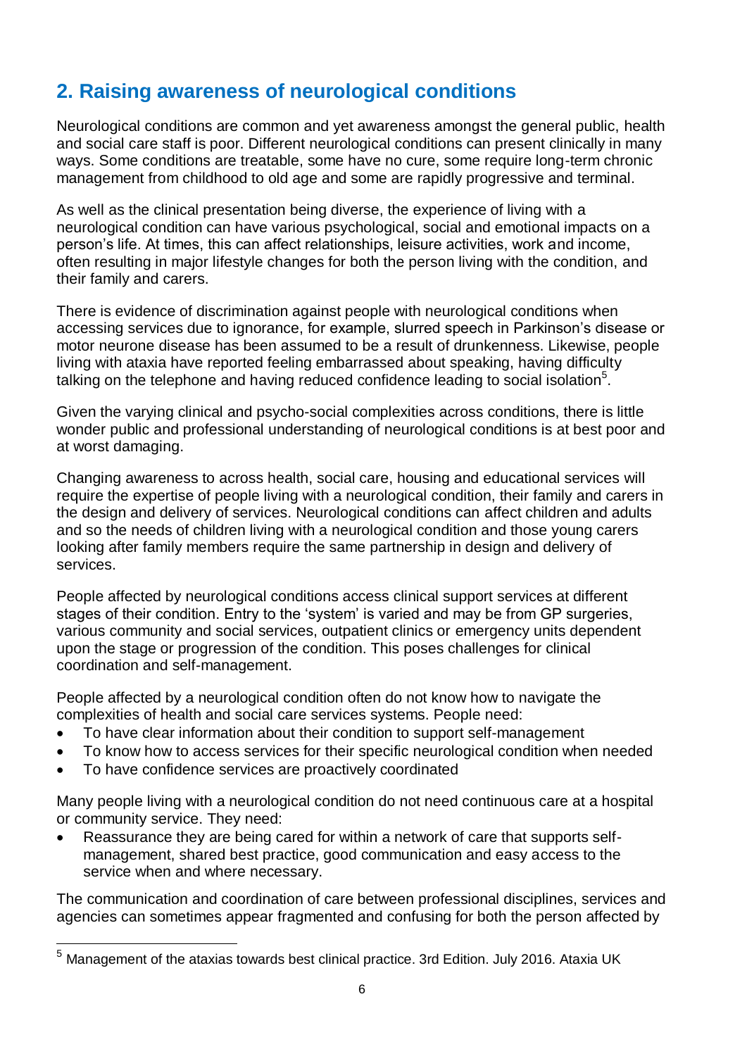## 2. Raising awareness of neurological conditions

Neurological conditions are common and yet awareness amongst the general public, health and social care staff is poor. Different neurological conditions can present clinically in many ways. Some conditions are treatable, some have no cure, some require long-term chronic management from childhood to old age and some are rapidly progressive and terminal.

As well as the clinical presentation being diverse, the experience of living with a neurological condition can have various psychological, social and emotional impacts on a person's life. At times, this can affect relationships, leisure activities, work and income, often resulting in major lifestyle changes for both the person living with the condition, and their family and carers.

There is evidence of discrimination against people with neurological conditions when accessing services due to ignorance, for example, slurred speech in Parkinson's disease or motor neurone disease has been assumed to be a result of drunkenness. Likewise, people living with ataxia have reported feeling embarrassed about speaking, having difficulty talking on the telephone and having reduced confidence leading to social isolation[5].

Given the varying clinical and psycho-social complexities across conditions, there is little wonder public and professional understanding of neurological conditions is at best poor and at worst damaging.

Changing awareness to across health, social care, housing and educational services will require the expertise of people living with a neurological condition, their family and carers in the design and delivery of services. Neurological conditions can affect children and adults and so the needs of children living with a neurological condition and those young carers looking after family members require the same partnership in design and delivery of services.

People affected by neurological conditions access clinical support services at different stages of their condition. Entry to the 'system' is varied and may be from GP surgeries, various community and social services, outpatient clinics or emergency units dependent upon the stage or progression of the condition. This poses challenges for clinical coordination and self-management.

People affected by a neurological condition often do not know how to navigate the complexities of health and social care services systems. People need:

- To have clear information about their condition to support self-management
- To know how to access services for their specific neurological condition when needed
- To have confidence services are proactively coordinated

Many people living with a neurological condition do not need continuous care at a hospital or community service. They need:

- Reassurance they are being cared for within a network of care that supports self-management, shared best practice, good communication and easy access to the service when and where necessary.

The communication and coordination of care between professional disciplines, services and agencies can sometimes appear fragmented and confusing for both the person affected by

---

[5] Management of the ataxias towards best clinical practice. 3rd Edition. July 2016. Ataxia UK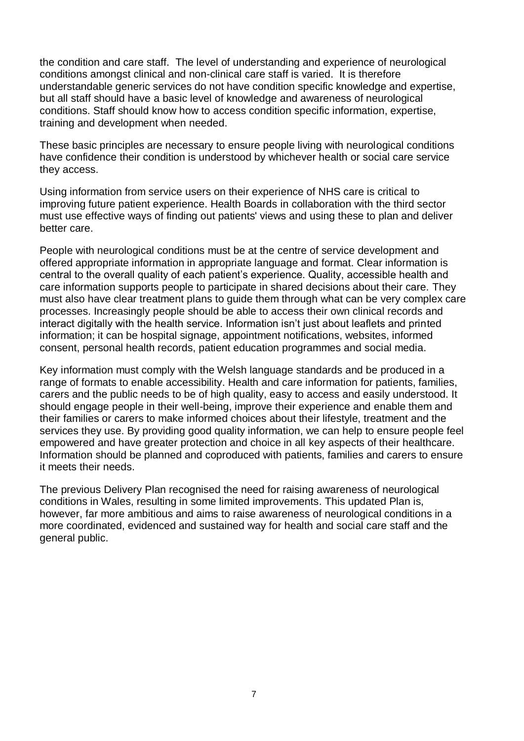the condition and care staff. The level of understanding and experience of neurological conditions amongst clinical and non-clinical care staff is varied. It is therefore understandable generic services do not have condition specific knowledge and expertise, but all staff should have a basic level of knowledge and awareness of neurological conditions. Staff should know how to access condition specific information, expertise, training and development when needed.

These basic principles are necessary to ensure people living with neurological conditions have confidence their condition is understood by whichever health or social care service they access.

Using information from service users on their experience of NHS care is critical to improving future patient experience. Health Boards in collaboration with the third sector must use effective ways of finding out patients' views and using these to plan and deliver better care.

People with neurological conditions must be at the centre of service development and offered appropriate information in appropriate language and format. Clear information is central to the overall quality of each patient's experience. Quality, accessible health and care information supports people to participate in shared decisions about their care. They must also have clear treatment plans to guide them through what can be very complex care processes. Increasingly people should be able to access their own clinical records and interact digitally with the health service. Information isn't just about leaflets and printed information; it can be hospital signage, appointment notifications, websites, informed consent, personal health records, patient education programmes and social media.

Key information must comply with the Welsh language standards and be produced in a range of formats to enable accessibility. Health and care information for patients, families, carers and the public needs to be of high quality, easy to access and easily understood. It should engage people in their well-being, improve their experience and enable them and their families or carers to make informed choices about their lifestyle, treatment and the services they use. By providing good quality information, we can help to ensure people feel empowered and have greater protection and choice in all key aspects of their healthcare. Information should be planned and coproduced with patients, families and carers to ensure it meets their needs.

The previous Delivery Plan recognised the need for raising awareness of neurological conditions in Wales, resulting in some limited improvements. This updated Plan is, however, far more ambitious and aims to raise awareness of neurological conditions in a more coordinated, evidenced and sustained way for health and social care staff and the general public.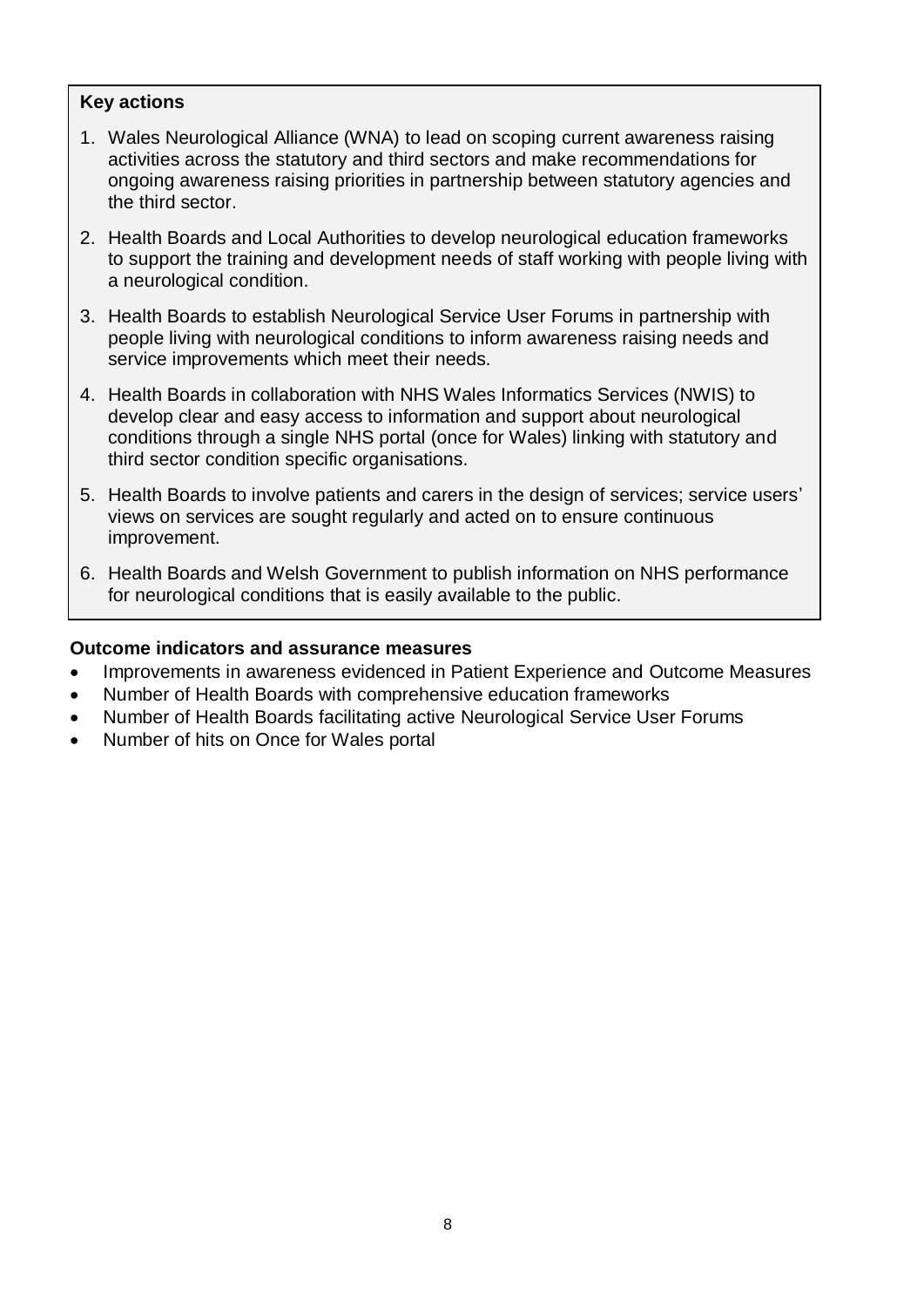**Key actions**

1. Wales Neurological Alliance (WNA) to lead on scoping current awareness raising activities across the statutory and third sectors and make recommendations for ongoing awareness raising priorities in partnership between statutory agencies and the third sector.
2. Health Boards and Local Authorities to develop neurological education frameworks to support the training and development needs of staff working with people living with a neurological condition.
3. Health Boards to establish Neurological Service User Forums in partnership with people living with neurological conditions to inform awareness raising needs and service improvements which meet their needs.
4. Health Boards in collaboration with NHS Wales Informatics Services (NWIS) to develop clear and easy access to information and support about neurological conditions through a single NHS portal (once for Wales) linking with statutory and third sector condition specific organisations.
5. Health Boards to involve patients and carers in the design of services; service users' views on services are sought regularly and acted on to ensure continuous improvement.
6. Health Boards and Welsh Government to publish information on NHS performance for neurological conditions that is easily available to the public.

**Outcome indicators and assurance measures**

- Improvements in awareness evidenced in Patient Experience and Outcome Measures
- Number of Health Boards with comprehensive education frameworks
- Number of Health Boards facilitating active Neurological Service User Forums
- Number of hits on Once for Wales portal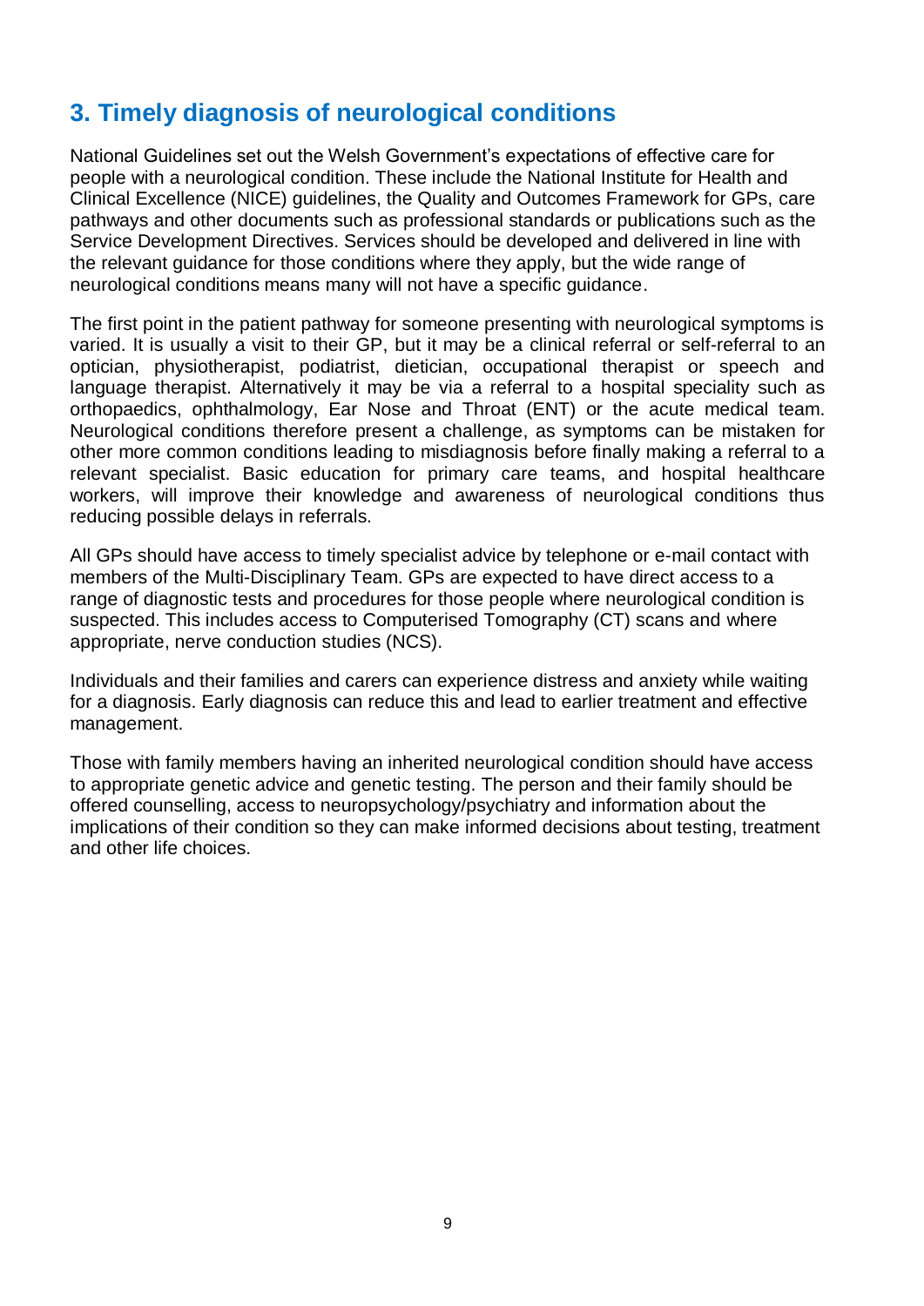## 3. Timely diagnosis of neurological conditions

National Guidelines set out the Welsh Government's expectations of effective care for people with a neurological condition. These include the National Institute for Health and Clinical Excellence (NICE) guidelines, the Quality and Outcomes Framework for GPs, care pathways and other documents such as professional standards or publications such as the Service Development Directives. Services should be developed and delivered in line with the relevant guidance for those conditions where they apply, but the wide range of neurological conditions means many will not have a specific guidance.

The first point in the patient pathway for someone presenting with neurological symptoms is varied. It is usually a visit to their GP, but it may be a clinical referral or self-referral to an optician, physiotherapist, podiatrist, dietician, occupational therapist or speech and language therapist. Alternatively it may be via a referral to a hospital speciality such as orthopaedics, ophthalmology, Ear Nose and Throat (ENT) or the acute medical team. Neurological conditions therefore present a challenge, as symptoms can be mistaken for other more common conditions leading to misdiagnosis before finally making a referral to a relevant specialist. Basic education for primary care teams, and hospital healthcare workers, will improve their knowledge and awareness of neurological conditions thus reducing possible delays in referrals.

All GPs should have access to timely specialist advice by telephone or e-mail contact with members of the Multi-Disciplinary Team. GPs are expected to have direct access to a range of diagnostic tests and procedures for those people where neurological condition is suspected. This includes access to Computerised Tomography (CT) scans and where appropriate, nerve conduction studies (NCS).

Individuals and their families and carers can experience distress and anxiety while waiting for a diagnosis. Early diagnosis can reduce this and lead to earlier treatment and effective management.

Those with family members having an inherited neurological condition should have access to appropriate genetic advice and genetic testing. The person and their family should be offered counselling, access to neuropsychology/psychiatry and information about the implications of their condition so they can make informed decisions about testing, treatment and other life choices.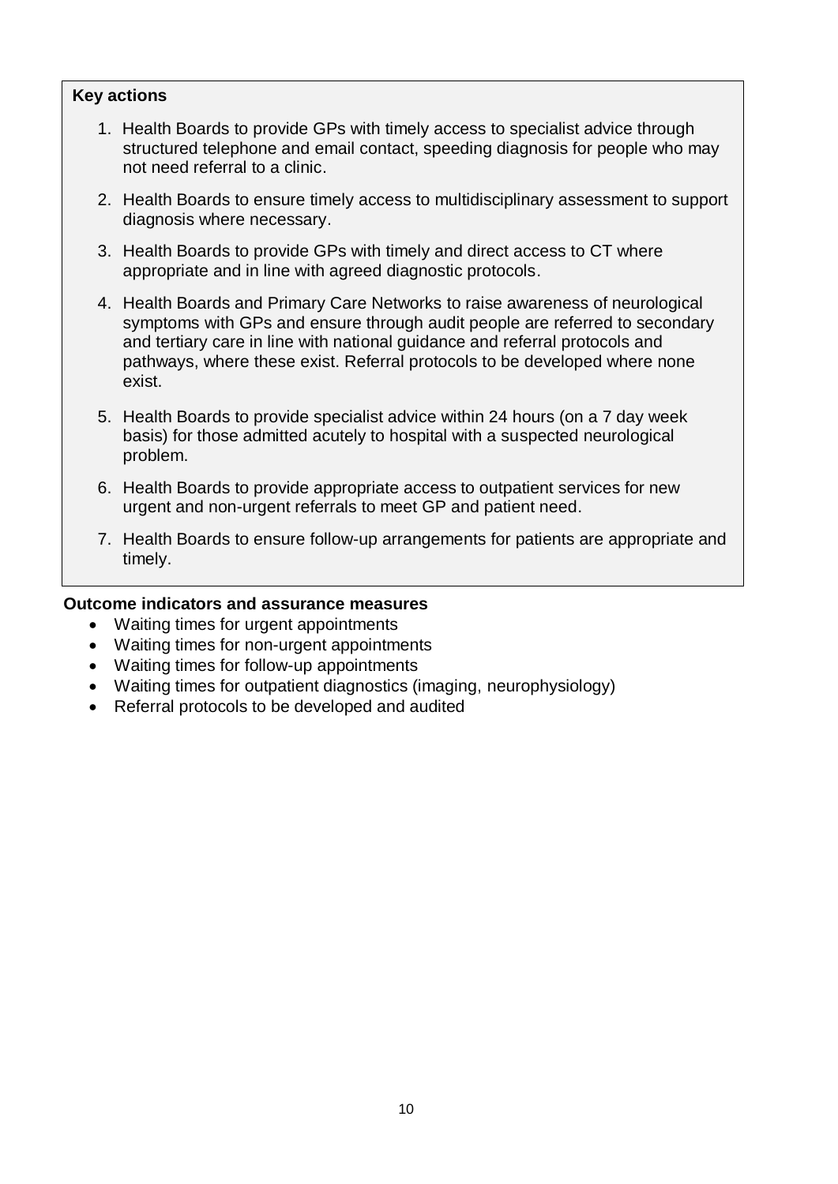**Key actions**

1. Health Boards to provide GPs with timely access to specialist advice through structured telephone and email contact, speeding diagnosis for people who may not need referral to a clinic.
2. Health Boards to ensure timely access to multidisciplinary assessment to support diagnosis where necessary.
3. Health Boards to provide GPs with timely and direct access to CT where appropriate and in line with agreed diagnostic protocols.
4. Health Boards and Primary Care Networks to raise awareness of neurological symptoms with GPs and ensure through audit people are referred to secondary and tertiary care in line with national guidance and referral protocols and pathways, where these exist. Referral protocols to be developed where none exist.
5. Health Boards to provide specialist advice within 24 hours (on a 7 day week basis) for those admitted acutely to hospital with a suspected neurological problem.
6. Health Boards to provide appropriate access to outpatient services for new urgent and non-urgent referrals to meet GP and patient need.
7. Health Boards to ensure follow-up arrangements for patients are appropriate and timely.

**Outcome indicators and assurance measures**

- Waiting times for urgent appointments
- Waiting times for non-urgent appointments
- Waiting times for follow-up appointments
- Waiting times for outpatient diagnostics (imaging, neurophysiology)
- Referral protocols to be developed and audited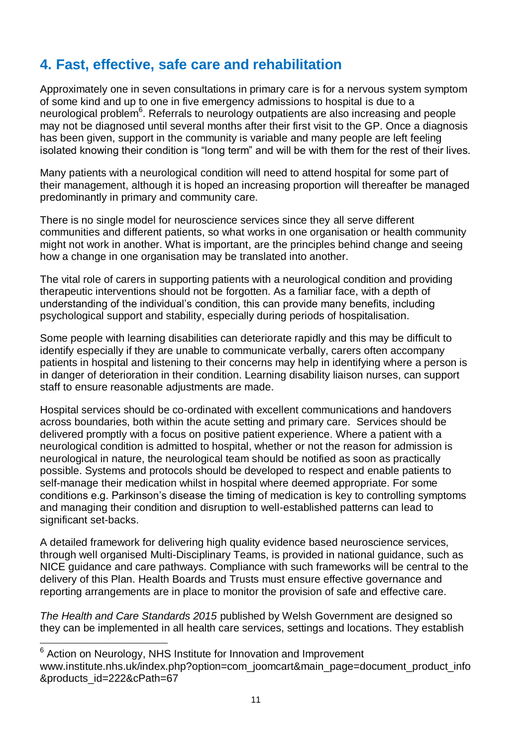## 4. Fast, effective, safe care and rehabilitation

Approximately one in seven consultations in primary care is for a nervous system symptom of some kind and up to one in five emergency admissions to hospital is due to a neurological problem[6]. Referrals to neurology outpatients are also increasing and people may not be diagnosed until several months after their first visit to the GP. Once a diagnosis has been given, support in the community is variable and many people are left feeling isolated knowing their condition is "long term" and will be with them for the rest of their lives.

Many patients with a neurological condition will need to attend hospital for some part of their management, although it is hoped an increasing proportion will thereafter be managed predominantly in primary and community care.

There is no single model for neuroscience services since they all serve different communities and different patients, so what works in one organisation or health community might not work in another. What is important, are the principles behind change and seeing how a change in one organisation may be translated into another.

The vital role of carers in supporting patients with a neurological condition and providing therapeutic interventions should not be forgotten. As a familiar face, with a depth of understanding of the individual's condition, this can provide many benefits, including psychological support and stability, especially during periods of hospitalisation.

Some people with learning disabilities can deteriorate rapidly and this may be difficult to identify especially if they are unable to communicate verbally, carers often accompany patients in hospital and listening to their concerns may help in identifying where a person is in danger of deterioration in their condition. Learning disability liaison nurses, can support staff to ensure reasonable adjustments are made.

Hospital services should be co-ordinated with excellent communications and handovers across boundaries, both within the acute setting and primary care. Services should be delivered promptly with a focus on positive patient experience. Where a patient with a neurological condition is admitted to hospital, whether or not the reason for admission is neurological in nature, the neurological team should be notified as soon as practically possible. Systems and protocols should be developed to respect and enable patients to self-manage their medication whilst in hospital where deemed appropriate. For some conditions e.g. Parkinson's disease the timing of medication is key to controlling symptoms and managing their condition and disruption to well-established patterns can lead to significant set-backs.

A detailed framework for delivering high quality evidence based neuroscience services, through well organised Multi-Disciplinary Teams, is provided in national guidance, such as NICE guidance and care pathways. Compliance with such frameworks will be central to the delivery of this Plan. Health Boards and Trusts must ensure effective governance and reporting arrangements are in place to monitor the provision of safe and effective care.

*The Health and Care Standards 2015* published by Welsh Government are designed so they can be implemented in all health care services, settings and locations. They establish

---

[6] Action on Neurology, NHS Institute for Innovation and Improvement www.institute.nhs.uk/index.php?option=com_joomcart&main_page=document_product_info&products_id=222&cPath=67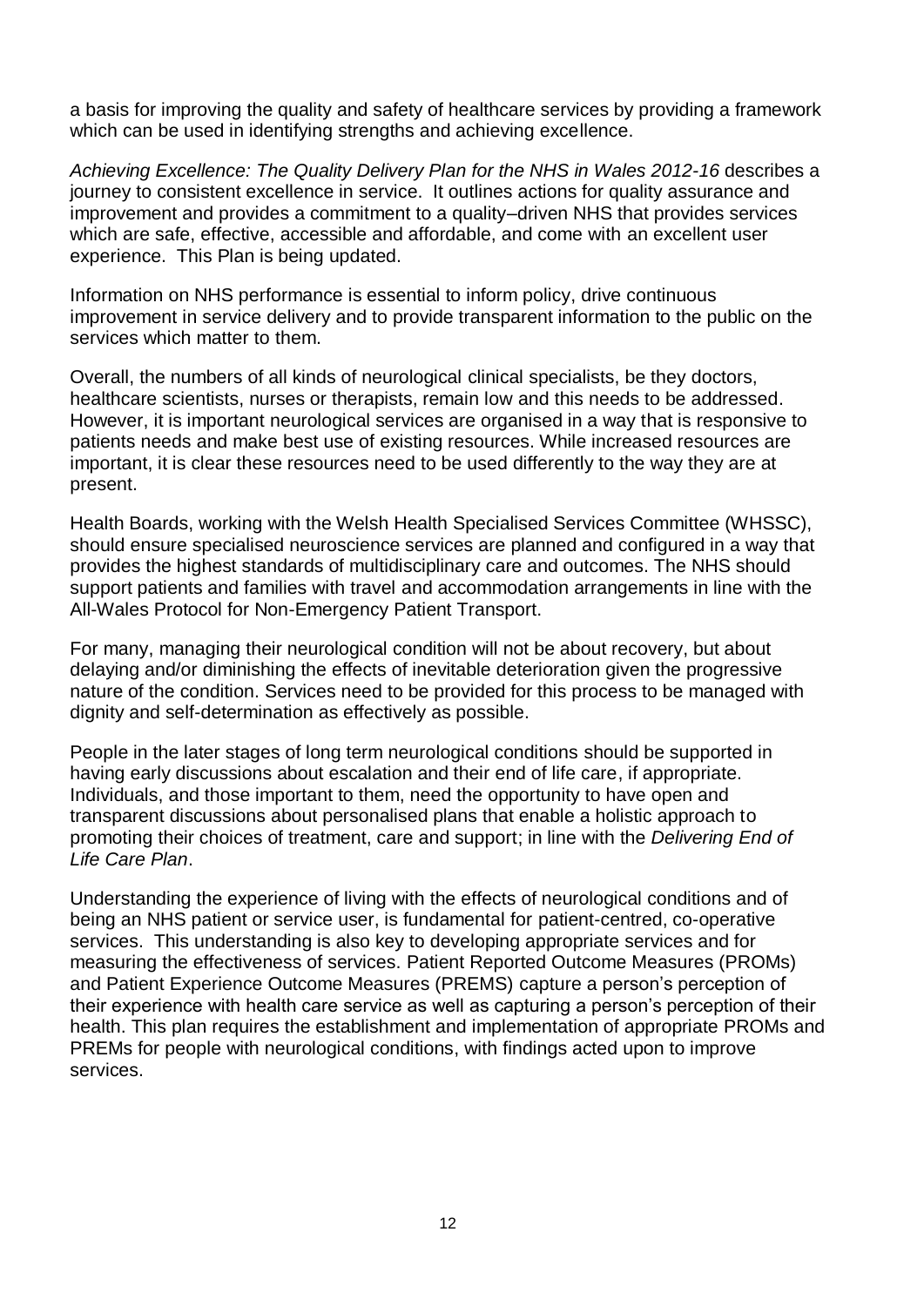a basis for improving the quality and safety of healthcare services by providing a framework which can be used in identifying strengths and achieving excellence.

*Achieving Excellence: The Quality Delivery Plan for the NHS in Wales 2012-16* describes a journey to consistent excellence in service. It outlines actions for quality assurance and improvement and provides a commitment to a quality–driven NHS that provides services which are safe, effective, accessible and affordable, and come with an excellent user experience. This Plan is being updated.

Information on NHS performance is essential to inform policy, drive continuous improvement in service delivery and to provide transparent information to the public on the services which matter to them.

Overall, the numbers of all kinds of neurological clinical specialists, be they doctors, healthcare scientists, nurses or therapists, remain low and this needs to be addressed. However, it is important neurological services are organised in a way that is responsive to patients needs and make best use of existing resources. While increased resources are important, it is clear these resources need to be used differently to the way they are at present.

Health Boards, working with the Welsh Health Specialised Services Committee (WHSSC), should ensure specialised neuroscience services are planned and configured in a way that provides the highest standards of multidisciplinary care and outcomes. The NHS should support patients and families with travel and accommodation arrangements in line with the All-Wales Protocol for Non-Emergency Patient Transport.

For many, managing their neurological condition will not be about recovery, but about delaying and/or diminishing the effects of inevitable deterioration given the progressive nature of the condition. Services need to be provided for this process to be managed with dignity and self-determination as effectively as possible.

People in the later stages of long term neurological conditions should be supported in having early discussions about escalation and their end of life care, if appropriate. Individuals, and those important to them, need the opportunity to have open and transparent discussions about personalised plans that enable a holistic approach to promoting their choices of treatment, care and support; in line with the *Delivering End of Life Care Plan*.

Understanding the experience of living with the effects of neurological conditions and of being an NHS patient or service user, is fundamental for patient-centred, co-operative services. This understanding is also key to developing appropriate services and for measuring the effectiveness of services. Patient Reported Outcome Measures (PROMs) and Patient Experience Outcome Measures (PREMS) capture a person's perception of their experience with health care service as well as capturing a person's perception of their health. This plan requires the establishment and implementation of appropriate PROMs and PREMs for people with neurological conditions, with findings acted upon to improve services.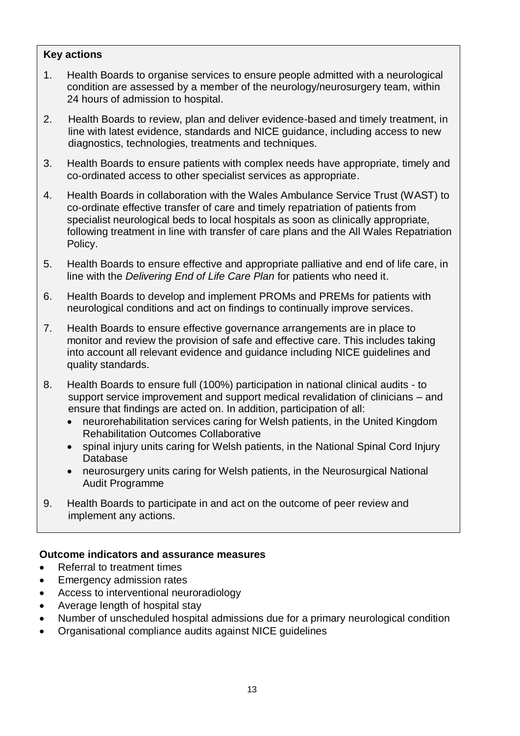**Key actions**

1. Health Boards to organise services to ensure people admitted with a neurological condition are assessed by a member of the neurology/neurosurgery team, within 24 hours of admission to hospital.
2. Health Boards to review, plan and deliver evidence-based and timely treatment, in line with latest evidence, standards and NICE guidance, including access to new diagnostics, technologies, treatments and techniques.
3. Health Boards to ensure patients with complex needs have appropriate, timely and co-ordinated access to other specialist services as appropriate.
4. Health Boards in collaboration with the Wales Ambulance Service Trust (WAST) to co-ordinate effective transfer of care and timely repatriation of patients from specialist neurological beds to local hospitals as soon as clinically appropriate, following treatment in line with transfer of care plans and the All Wales Repatriation Policy.
5. Health Boards to ensure effective and appropriate palliative and end of life care, in line with the *Delivering End of Life Care Plan* for patients who need it.
6. Health Boards to develop and implement PROMs and PREMs for patients with neurological conditions and act on findings to continually improve services.
7. Health Boards to ensure effective governance arrangements are in place to monitor and review the provision of safe and effective care. This includes taking into account all relevant evidence and guidance including NICE guidelines and quality standards.
8. Health Boards to ensure full (100%) participation in national clinical audits - to support service improvement and support medical revalidation of clinicians – and ensure that findings are acted on. In addition, participation of all:
   - neurorehabilitation services caring for Welsh patients, in the United Kingdom Rehabilitation Outcomes Collaborative
   - spinal injury units caring for Welsh patients, in the National Spinal Cord Injury Database
   - neurosurgery units caring for Welsh patients, in the Neurosurgical National Audit Programme
9. Health Boards to participate in and act on the outcome of peer review and implement any actions.

**Outcome indicators and assurance measures**

- Referral to treatment times
- Emergency admission rates
- Access to interventional neuroradiology
- Average length of hospital stay
- Number of unscheduled hospital admissions due for a primary neurological condition
- Organisational compliance audits against NICE guidelines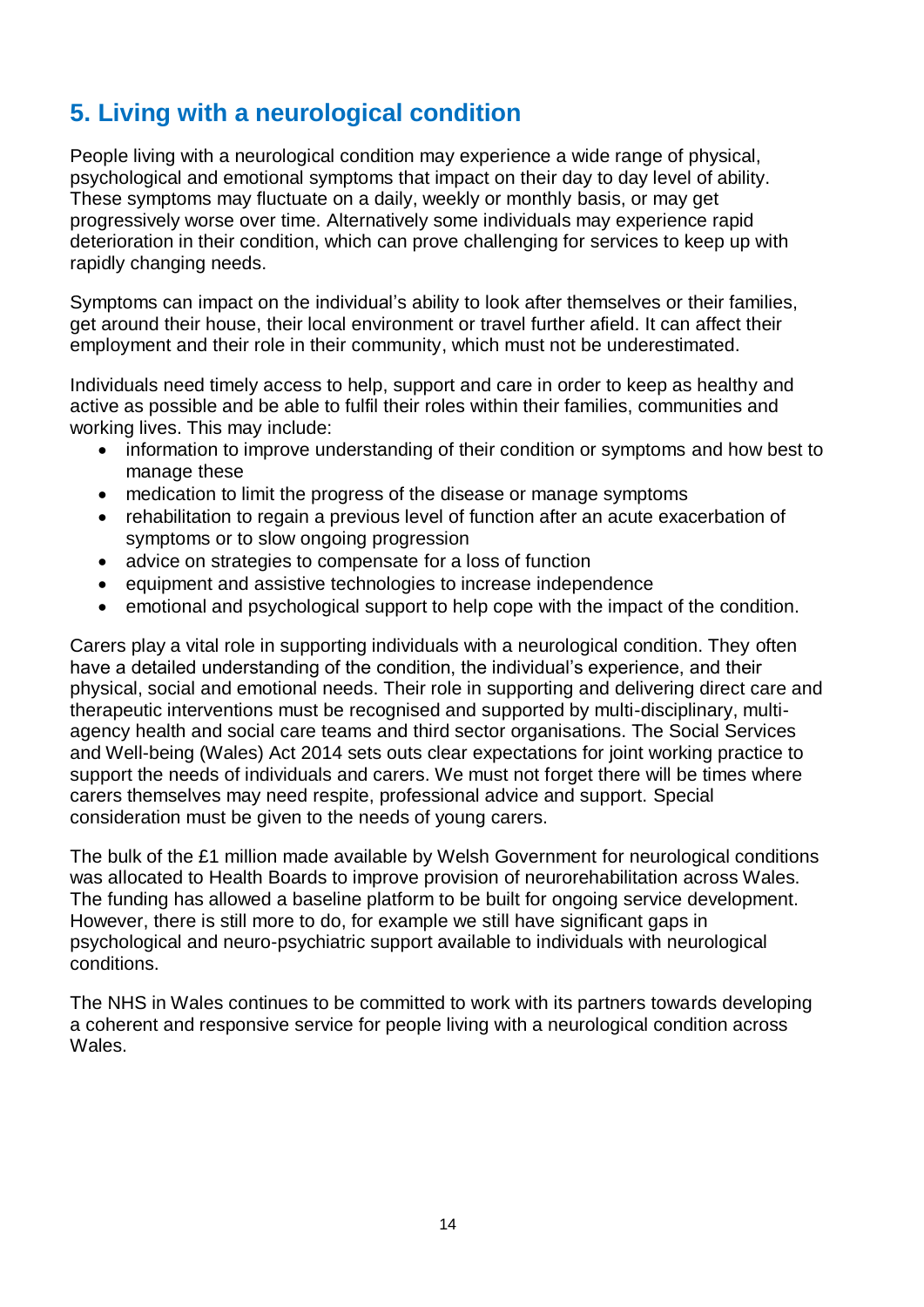## 5. Living with a neurological condition

People living with a neurological condition may experience a wide range of physical, psychological and emotional symptoms that impact on their day to day level of ability. These symptoms may fluctuate on a daily, weekly or monthly basis, or may get progressively worse over time. Alternatively some individuals may experience rapid deterioration in their condition, which can prove challenging for services to keep up with rapidly changing needs.

Symptoms can impact on the individual's ability to look after themselves or their families, get around their house, their local environment or travel further afield. It can affect their employment and their role in their community, which must not be underestimated.

Individuals need timely access to help, support and care in order to keep as healthy and active as possible and be able to fulfil their roles within their families, communities and working lives. This may include:

- information to improve understanding of their condition or symptoms and how best to manage these
- medication to limit the progress of the disease or manage symptoms
- rehabilitation to regain a previous level of function after an acute exacerbation of symptoms or to slow ongoing progression
- advice on strategies to compensate for a loss of function
- equipment and assistive technologies to increase independence
- emotional and psychological support to help cope with the impact of the condition.

Carers play a vital role in supporting individuals with a neurological condition. They often have a detailed understanding of the condition, the individual's experience, and their physical, social and emotional needs. Their role in supporting and delivering direct care and therapeutic interventions must be recognised and supported by multi-disciplinary, multi-agency health and social care teams and third sector organisations. The Social Services and Well-being (Wales) Act 2014 sets outs clear expectations for joint working practice to support the needs of individuals and carers. We must not forget there will be times where carers themselves may need respite, professional advice and support. Special consideration must be given to the needs of young carers.

The bulk of the £1 million made available by Welsh Government for neurological conditions was allocated to Health Boards to improve provision of neurorehabilitation across Wales. The funding has allowed a baseline platform to be built for ongoing service development. However, there is still more to do, for example we still have significant gaps in psychological and neuro-psychiatric support available to individuals with neurological conditions.

The NHS in Wales continues to be committed to work with its partners towards developing a coherent and responsive service for people living with a neurological condition across Wales.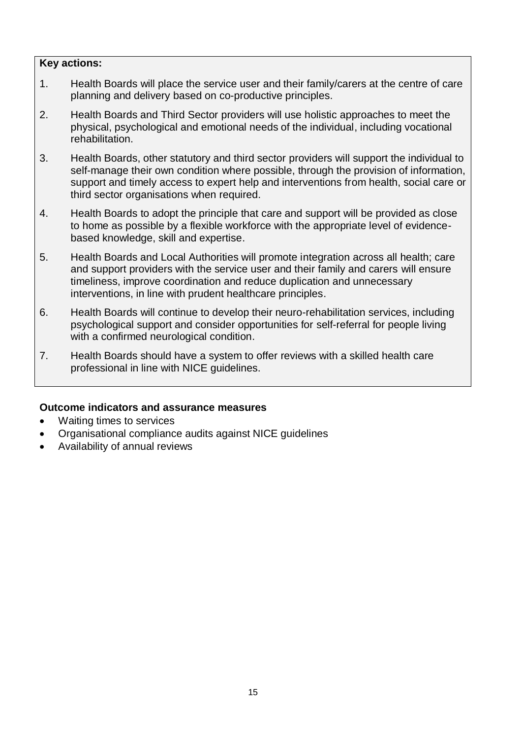**Key actions:**

1. Health Boards will place the service user and their family/carers at the centre of care planning and delivery based on co-productive principles.
2. Health Boards and Third Sector providers will use holistic approaches to meet the physical, psychological and emotional needs of the individual, including vocational rehabilitation.
3. Health Boards, other statutory and third sector providers will support the individual to self-manage their own condition where possible, through the provision of information, support and timely access to expert help and interventions from health, social care or third sector organisations when required.
4. Health Boards to adopt the principle that care and support will be provided as close to home as possible by a flexible workforce with the appropriate level of evidence-based knowledge, skill and expertise.
5. Health Boards and Local Authorities will promote integration across all health; care and support providers with the service user and their family and carers will ensure timeliness, improve coordination and reduce duplication and unnecessary interventions, in line with prudent healthcare principles.
6. Health Boards will continue to develop their neuro-rehabilitation services, including psychological support and consider opportunities for self-referral for people living with a confirmed neurological condition.
7. Health Boards should have a system to offer reviews with a skilled health care professional in line with NICE guidelines.

**Outcome indicators and assurance measures**

- Waiting times to services
- Organisational compliance audits against NICE guidelines
- Availability of annual reviews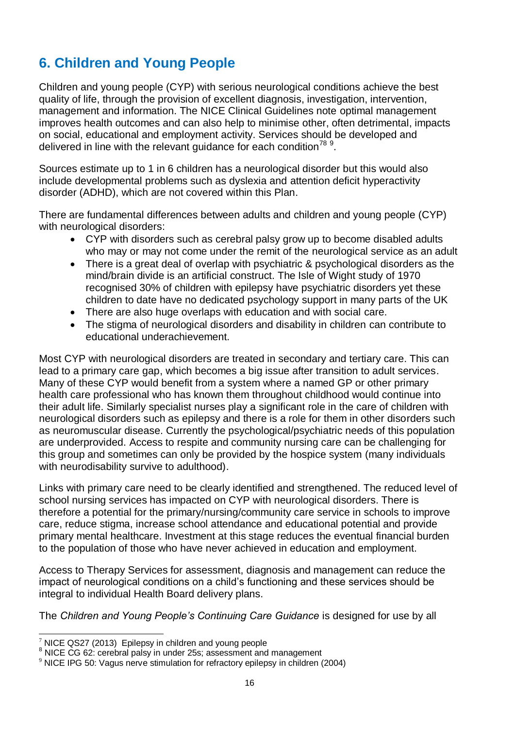## 6. Children and Young People

Children and young people (CYP) with serious neurological conditions achieve the best quality of life, through the provision of excellent diagnosis, investigation, intervention, management and information. The NICE Clinical Guidelines note optimal management improves health outcomes and can also help to minimise other, often detrimental, impacts on social, educational and employment activity. Services should be developed and delivered in line with the relevant guidance for each condition[7][8] [9].

Sources estimate up to 1 in 6 children has a neurological disorder but this would also include developmental problems such as dyslexia and attention deficit hyperactivity disorder (ADHD), which are not covered within this Plan.

There are fundamental differences between adults and children and young people (CYP) with neurological disorders:

- CYP with disorders such as cerebral palsy grow up to become disabled adults who may or may not come under the remit of the neurological service as an adult
- There is a great deal of overlap with psychiatric & psychological disorders as the mind/brain divide is an artificial construct. The Isle of Wight study of 1970 recognised 30% of children with epilepsy have psychiatric disorders yet these children to date have no dedicated psychology support in many parts of the UK
- There are also huge overlaps with education and with social care.
- The stigma of neurological disorders and disability in children can contribute to educational underachievement.

Most CYP with neurological disorders are treated in secondary and tertiary care. This can lead to a primary care gap, which becomes a big issue after transition to adult services. Many of these CYP would benefit from a system where a named GP or other primary health care professional who has known them throughout childhood would continue into their adult life. Similarly specialist nurses play a significant role in the care of children with neurological disorders such as epilepsy and there is a role for them in other disorders such as neuromuscular disease. Currently the psychological/psychiatric needs of this population are underprovided. Access to respite and community nursing care can be challenging for this group and sometimes can only be provided by the hospice system (many individuals with neurodisability survive to adulthood).

Links with primary care need to be clearly identified and strengthened. The reduced level of school nursing services has impacted on CYP with neurological disorders. There is therefore a potential for the primary/nursing/community care service in schools to improve care, reduce stigma, increase school attendance and educational potential and provide primary mental healthcare. Investment at this stage reduces the eventual financial burden to the population of those who have never achieved in education and employment.

Access to Therapy Services for assessment, diagnosis and management can reduce the impact of neurological conditions on a child's functioning and these services should be integral to individual Health Board delivery plans.

The *Children and Young People's Continuing Care Guidance* is designed for use by all

[7] NICE QS27 (2013) Epilepsy in children and young people
[8] NICE CG 62: cerebral palsy in under 25s; assessment and management
[9] NICE IPG 50: Vagus nerve stimulation for refractory epilepsy in children (2004)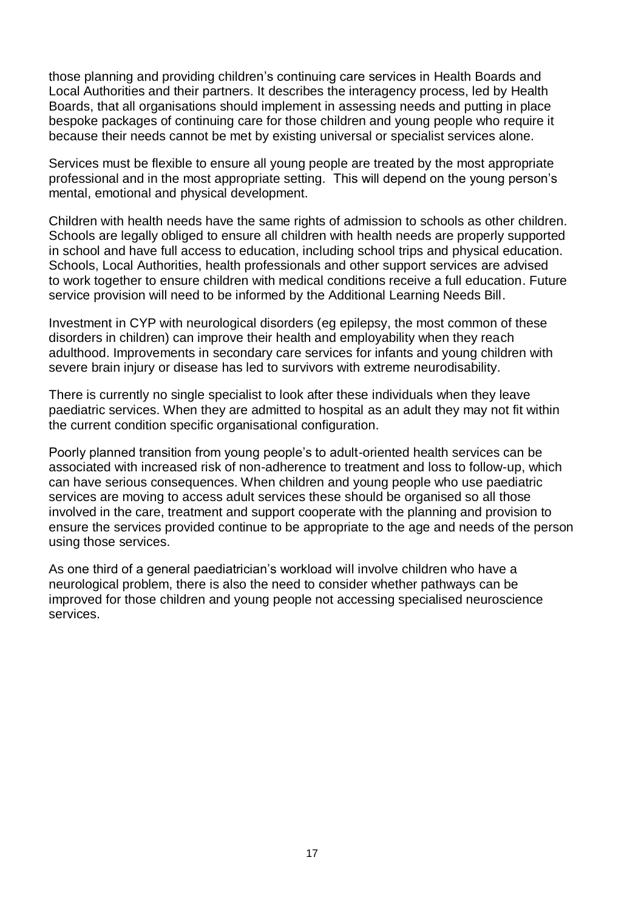those planning and providing children's continuing care services in Health Boards and Local Authorities and their partners. It describes the interagency process, led by Health Boards, that all organisations should implement in assessing needs and putting in place bespoke packages of continuing care for those children and young people who require it because their needs cannot be met by existing universal or specialist services alone.

Services must be flexible to ensure all young people are treated by the most appropriate professional and in the most appropriate setting. This will depend on the young person's mental, emotional and physical development.

Children with health needs have the same rights of admission to schools as other children. Schools are legally obliged to ensure all children with health needs are properly supported in school and have full access to education, including school trips and physical education. Schools, Local Authorities, health professionals and other support services are advised to work together to ensure children with medical conditions receive a full education. Future service provision will need to be informed by the Additional Learning Needs Bill.

Investment in CYP with neurological disorders (eg epilepsy, the most common of these disorders in children) can improve their health and employability when they reach adulthood. Improvements in secondary care services for infants and young children with severe brain injury or disease has led to survivors with extreme neurodisability.

There is currently no single specialist to look after these individuals when they leave paediatric services. When they are admitted to hospital as an adult they may not fit within the current condition specific organisational configuration.

Poorly planned transition from young people's to adult-oriented health services can be associated with increased risk of non-adherence to treatment and loss to follow-up, which can have serious consequences. When children and young people who use paediatric services are moving to access adult services these should be organised so all those involved in the care, treatment and support cooperate with the planning and provision to ensure the services provided continue to be appropriate to the age and needs of the person using those services.

As one third of a general paediatrician's workload will involve children who have a neurological problem, there is also the need to consider whether pathways can be improved for those children and young people not accessing specialised neuroscience services.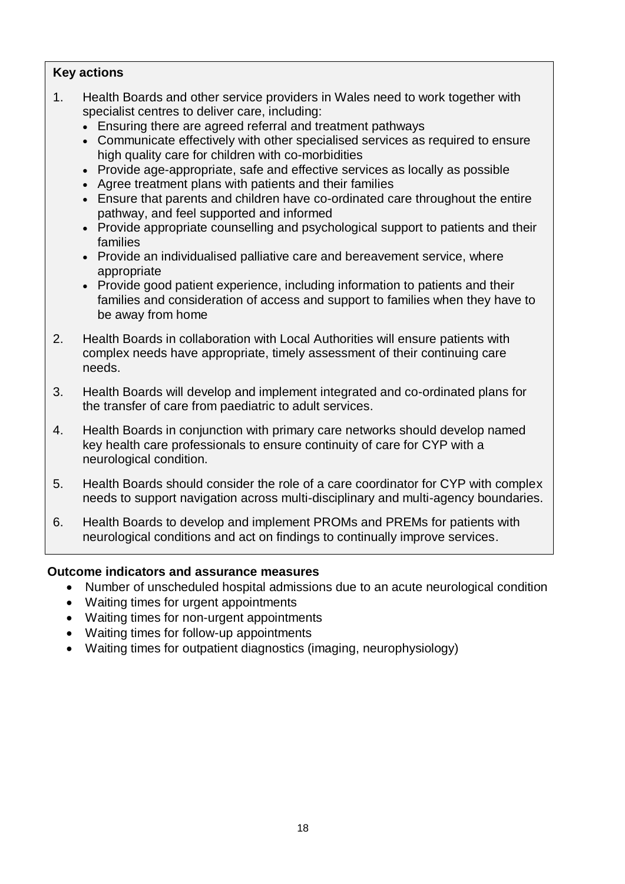**Key actions**

1. Health Boards and other service providers in Wales need to work together with specialist centres to deliver care, including:
   - Ensuring there are agreed referral and treatment pathways
   - Communicate effectively with other specialised services as required to ensure high quality care for children with co-morbidities
   - Provide age-appropriate, safe and effective services as locally as possible
   - Agree treatment plans with patients and their families
   - Ensure that parents and children have co-ordinated care throughout the entire pathway, and feel supported and informed
   - Provide appropriate counselling and psychological support to patients and their families
   - Provide an individualised palliative care and bereavement service, where appropriate
   - Provide good patient experience, including information to patients and their families and consideration of access and support to families when they have to be away from home
2. Health Boards in collaboration with Local Authorities will ensure patients with complex needs have appropriate, timely assessment of their continuing care needs.
3. Health Boards will develop and implement integrated and co-ordinated plans for the transfer of care from paediatric to adult services.
4. Health Boards in conjunction with primary care networks should develop named key health care professionals to ensure continuity of care for CYP with a neurological condition.
5. Health Boards should consider the role of a care coordinator for CYP with complex needs to support navigation across multi-disciplinary and multi-agency boundaries.
6. Health Boards to develop and implement PROMs and PREMs for patients with neurological conditions and act on findings to continually improve services.

**Outcome indicators and assurance measures**

- Number of unscheduled hospital admissions due to an acute neurological condition
- Waiting times for urgent appointments
- Waiting times for non-urgent appointments
- Waiting times for follow-up appointments
- Waiting times for outpatient diagnostics (imaging, neurophysiology)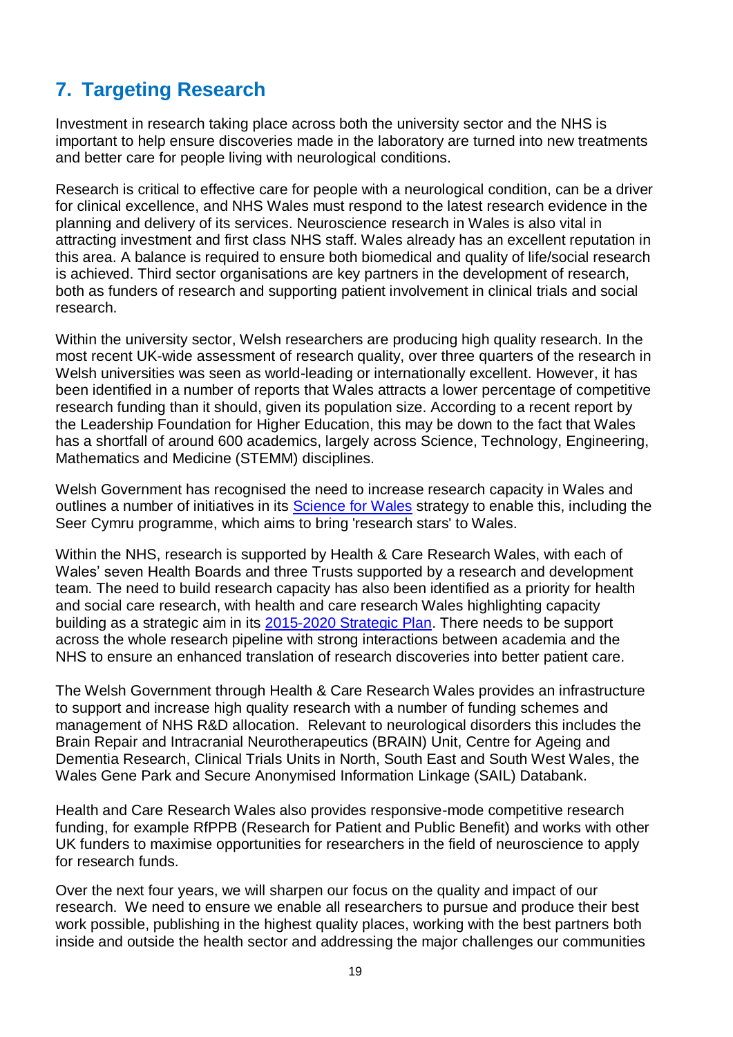## 7. Targeting Research

Investment in research taking place across both the university sector and the NHS is important to help ensure discoveries made in the laboratory are turned into new treatments and better care for people living with neurological conditions.

Research is critical to effective care for people with a neurological condition, can be a driver for clinical excellence, and NHS Wales must respond to the latest research evidence in the planning and delivery of its services. Neuroscience research in Wales is also vital in attracting investment and first class NHS staff. Wales already has an excellent reputation in this area. A balance is required to ensure both biomedical and quality of life/social research is achieved. Third sector organisations are key partners in the development of research, both as funders of research and supporting patient involvement in clinical trials and social research.

Within the university sector, Welsh researchers are producing high quality research. In the most recent UK-wide assessment of research quality, over three quarters of the research in Welsh universities was seen as world-leading or internationally excellent. However, it has been identified in a number of reports that Wales attracts a lower percentage of competitive research funding than it should, given its population size. According to a recent report by the Leadership Foundation for Higher Education, this may be down to the fact that Wales has a shortfall of around 600 academics, largely across Science, Technology, Engineering, Mathematics and Medicine (STEMM) disciplines.

Welsh Government has recognised the need to increase research capacity in Wales and outlines a number of initiatives in its Science for Wales strategy to enable this, including the Seer Cymru programme, which aims to bring 'research stars' to Wales.

Within the NHS, research is supported by Health & Care Research Wales, with each of Wales' seven Health Boards and three Trusts supported by a research and development team. The need to build research capacity has also been identified as a priority for health and social care research, with health and care research Wales highlighting capacity building as a strategic aim in its 2015-2020 Strategic Plan. There needs to be support across the whole research pipeline with strong interactions between academia and the NHS to ensure an enhanced translation of research discoveries into better patient care.

The Welsh Government through Health & Care Research Wales provides an infrastructure to support and increase high quality research with a number of funding schemes and management of NHS R&D allocation. Relevant to neurological disorders this includes the Brain Repair and Intracranial Neurotherapeutics (BRAIN) Unit, Centre for Ageing and Dementia Research, Clinical Trials Units in North, South East and South West Wales, the Wales Gene Park and Secure Anonymised Information Linkage (SAIL) Databank.

Health and Care Research Wales also provides responsive-mode competitive research funding, for example RfPPB (Research for Patient and Public Benefit) and works with other UK funders to maximise opportunities for researchers in the field of neuroscience to apply for research funds.

Over the next four years, we will sharpen our focus on the quality and impact of our research. We need to ensure we enable all researchers to pursue and produce their best work possible, publishing in the highest quality places, working with the best partners both inside and outside the health sector and addressing the major challenges our communities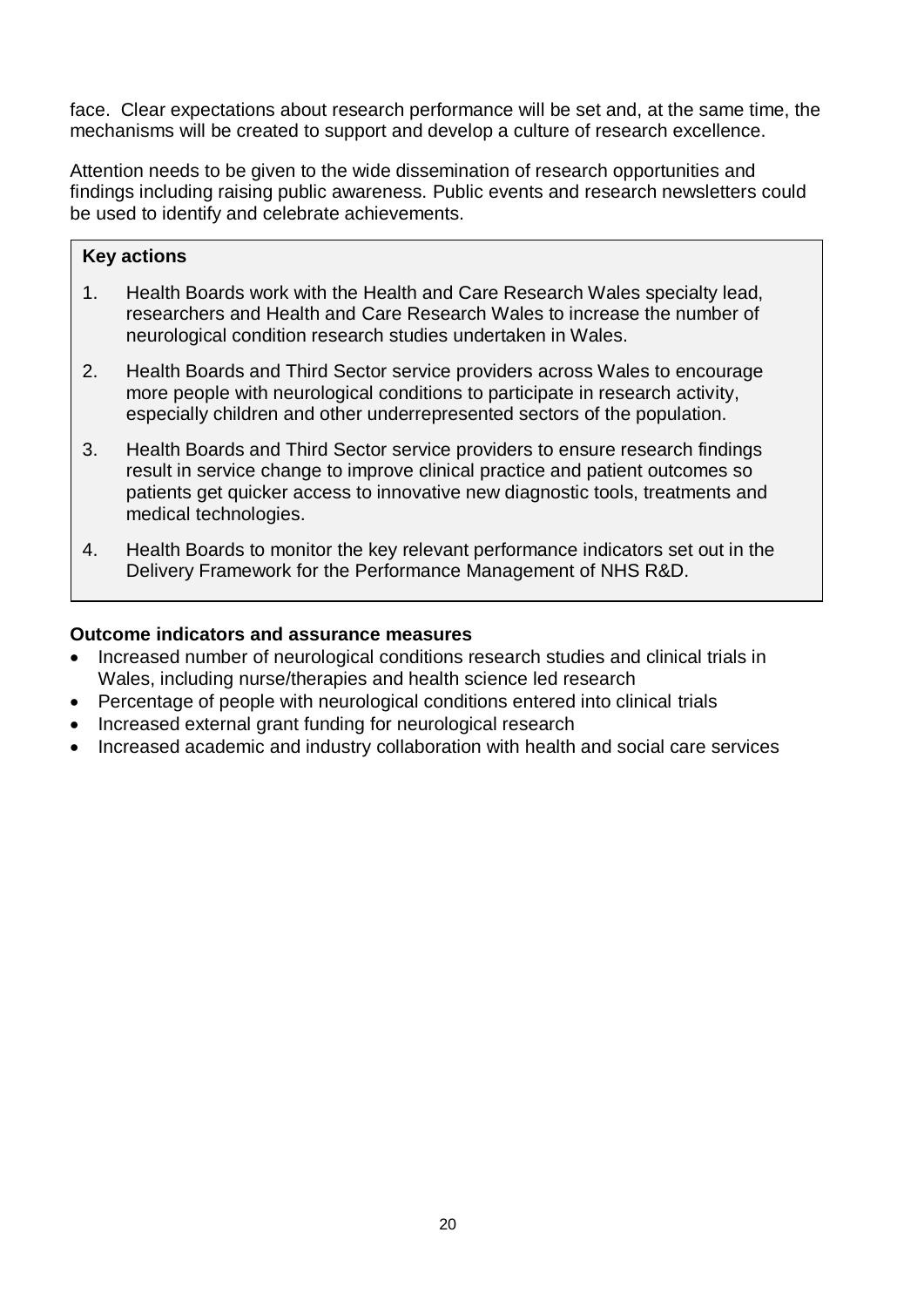face. Clear expectations about research performance will be set and, at the same time, the mechanisms will be created to support and develop a culture of research excellence.

Attention needs to be given to the wide dissemination of research opportunities and findings including raising public awareness. Public events and research newsletters could be used to identify and celebrate achievements.

**Key actions**

1. Health Boards work with the Health and Care Research Wales specialty lead, researchers and Health and Care Research Wales to increase the number of neurological condition research studies undertaken in Wales.
2. Health Boards and Third Sector service providers across Wales to encourage more people with neurological conditions to participate in research activity, especially children and other underrepresented sectors of the population.
3. Health Boards and Third Sector service providers to ensure research findings result in service change to improve clinical practice and patient outcomes so patients get quicker access to innovative new diagnostic tools, treatments and medical technologies.
4. Health Boards to monitor the key relevant performance indicators set out in the Delivery Framework for the Performance Management of NHS R&D.

**Outcome indicators and assurance measures**

- Increased number of neurological conditions research studies and clinical trials in Wales, including nurse/therapies and health science led research
- Percentage of people with neurological conditions entered into clinical trials
- Increased external grant funding for neurological research
- Increased academic and industry collaboration with health and social care services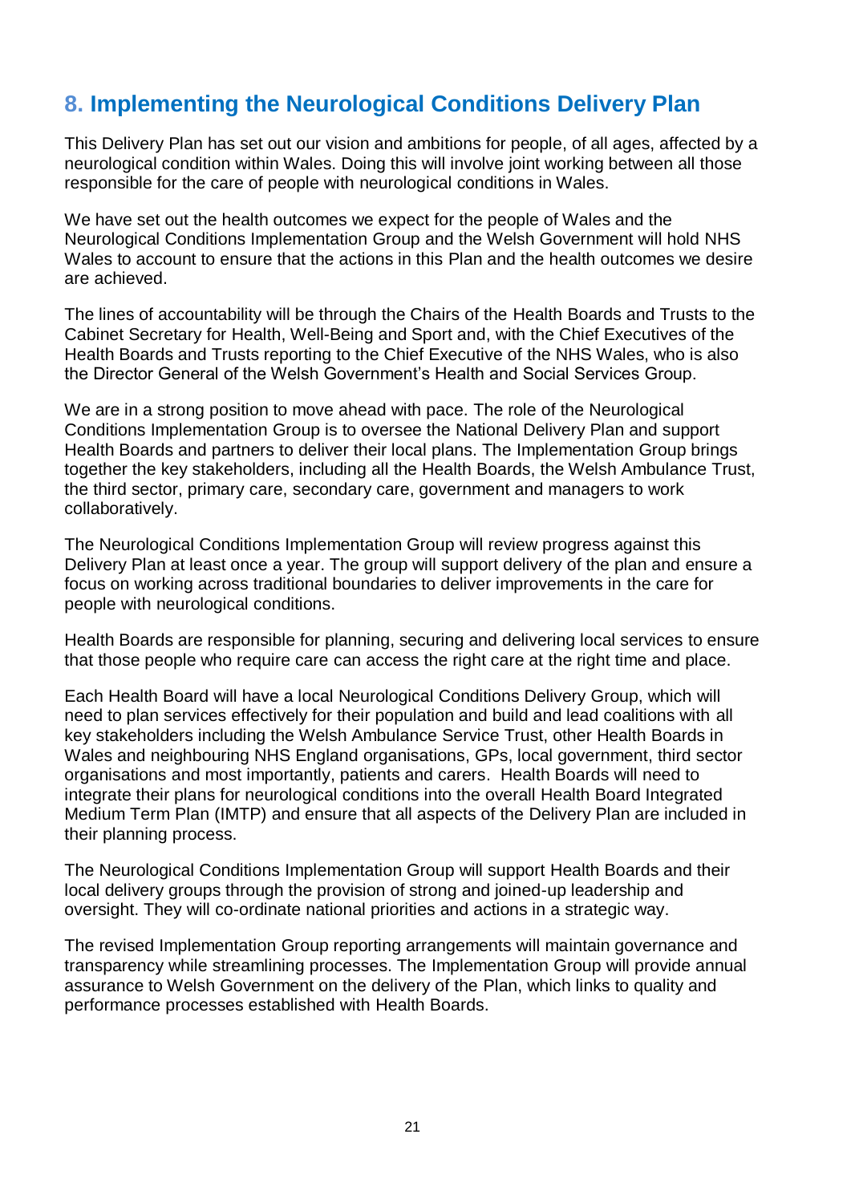## 8. Implementing the Neurological Conditions Delivery Plan

This Delivery Plan has set out our vision and ambitions for people, of all ages, affected by a neurological condition within Wales. Doing this will involve joint working between all those responsible for the care of people with neurological conditions in Wales.

We have set out the health outcomes we expect for the people of Wales and the Neurological Conditions Implementation Group and the Welsh Government will hold NHS Wales to account to ensure that the actions in this Plan and the health outcomes we desire are achieved.

The lines of accountability will be through the Chairs of the Health Boards and Trusts to the Cabinet Secretary for Health, Well-Being and Sport and, with the Chief Executives of the Health Boards and Trusts reporting to the Chief Executive of the NHS Wales, who is also the Director General of the Welsh Government's Health and Social Services Group.

We are in a strong position to move ahead with pace. The role of the Neurological Conditions Implementation Group is to oversee the National Delivery Plan and support Health Boards and partners to deliver their local plans. The Implementation Group brings together the key stakeholders, including all the Health Boards, the Welsh Ambulance Trust, the third sector, primary care, secondary care, government and managers to work collaboratively.

The Neurological Conditions Implementation Group will review progress against this Delivery Plan at least once a year. The group will support delivery of the plan and ensure a focus on working across traditional boundaries to deliver improvements in the care for people with neurological conditions.

Health Boards are responsible for planning, securing and delivering local services to ensure that those people who require care can access the right care at the right time and place.

Each Health Board will have a local Neurological Conditions Delivery Group, which will need to plan services effectively for their population and build and lead coalitions with all key stakeholders including the Welsh Ambulance Service Trust, other Health Boards in Wales and neighbouring NHS England organisations, GPs, local government, third sector organisations and most importantly, patients and carers. Health Boards will need to integrate their plans for neurological conditions into the overall Health Board Integrated Medium Term Plan (IMTP) and ensure that all aspects of the Delivery Plan are included in their planning process.

The Neurological Conditions Implementation Group will support Health Boards and their local delivery groups through the provision of strong and joined-up leadership and oversight. They will co-ordinate national priorities and actions in a strategic way.

The revised Implementation Group reporting arrangements will maintain governance and transparency while streamlining processes. The Implementation Group will provide annual assurance to Welsh Government on the delivery of the Plan, which links to quality and performance processes established with Health Boards.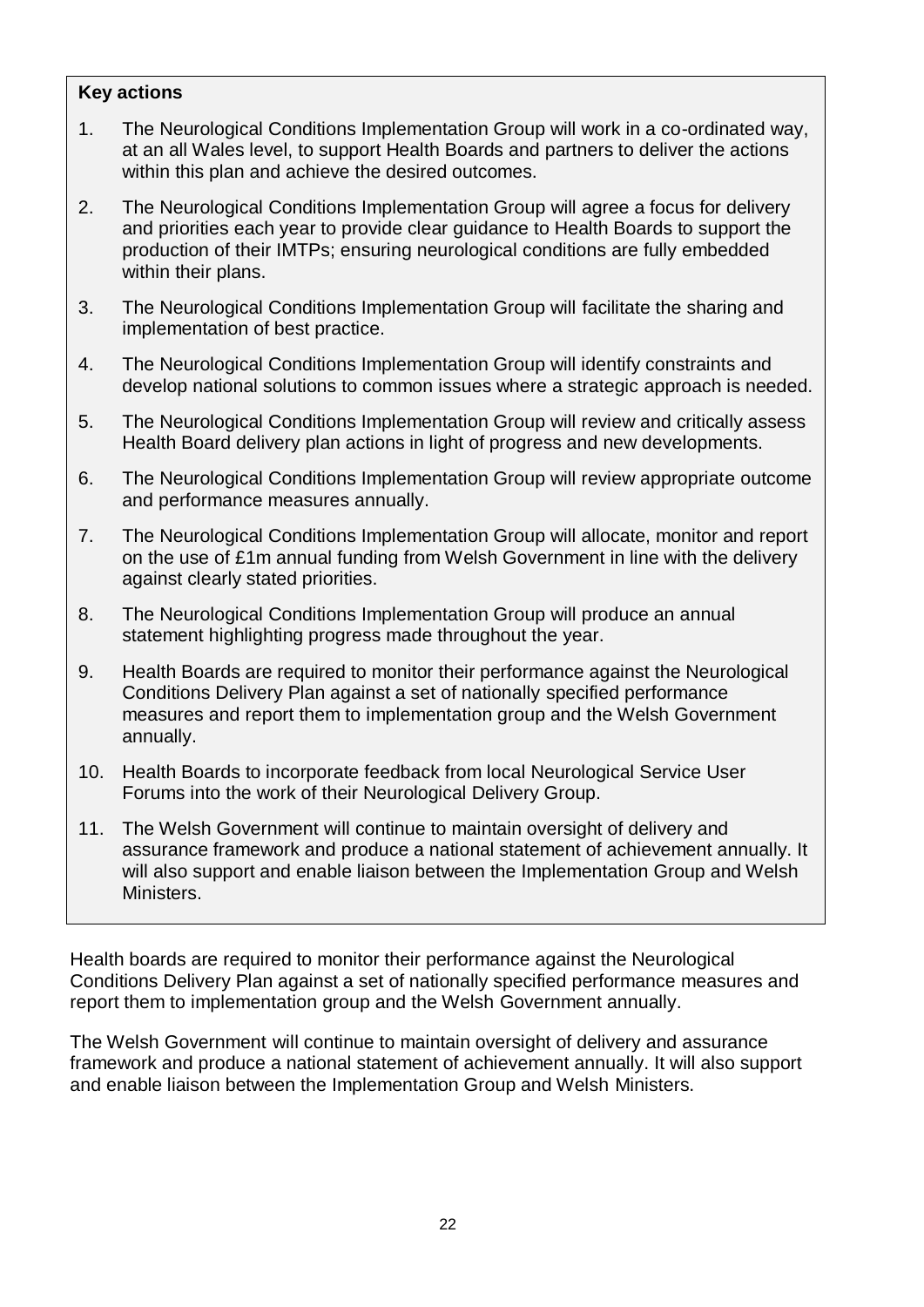**Key actions**

1. The Neurological Conditions Implementation Group will work in a co-ordinated way, at an all Wales level, to support Health Boards and partners to deliver the actions within this plan and achieve the desired outcomes.
2. The Neurological Conditions Implementation Group will agree a focus for delivery and priorities each year to provide clear guidance to Health Boards to support the production of their IMTPs; ensuring neurological conditions are fully embedded within their plans.
3. The Neurological Conditions Implementation Group will facilitate the sharing and implementation of best practice.
4. The Neurological Conditions Implementation Group will identify constraints and develop national solutions to common issues where a strategic approach is needed.
5. The Neurological Conditions Implementation Group will review and critically assess Health Board delivery plan actions in light of progress and new developments.
6. The Neurological Conditions Implementation Group will review appropriate outcome and performance measures annually.
7. The Neurological Conditions Implementation Group will allocate, monitor and report on the use of £1m annual funding from Welsh Government in line with the delivery against clearly stated priorities.
8. The Neurological Conditions Implementation Group will produce an annual statement highlighting progress made throughout the year.
9. Health Boards are required to monitor their performance against the Neurological Conditions Delivery Plan against a set of nationally specified performance measures and report them to implementation group and the Welsh Government annually.
10. Health Boards to incorporate feedback from local Neurological Service User Forums into the work of their Neurological Delivery Group.
11. The Welsh Government will continue to maintain oversight of delivery and assurance framework and produce a national statement of achievement annually. It will also support and enable liaison between the Implementation Group and Welsh Ministers.

Health boards are required to monitor their performance against the Neurological Conditions Delivery Plan against a set of nationally specified performance measures and report them to implementation group and the Welsh Government annually.

The Welsh Government will continue to maintain oversight of delivery and assurance framework and produce a national statement of achievement annually. It will also support and enable liaison between the Implementation Group and Welsh Ministers.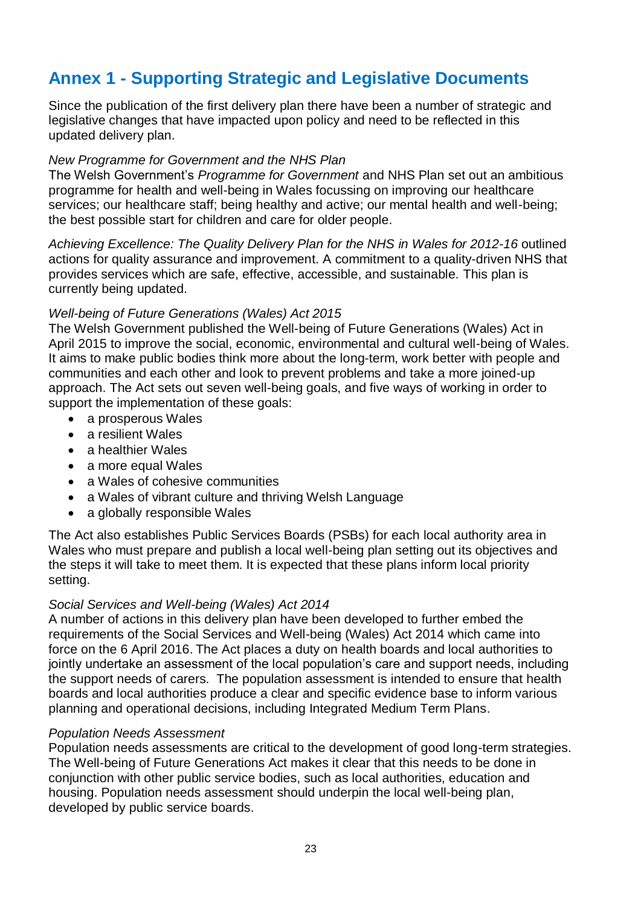# Annex 1 - Supporting Strategic and Legislative Documents

Since the publication of the first delivery plan there have been a number of strategic and legislative changes that have impacted upon policy and need to be reflected in this updated delivery plan.

*New Programme for Government and the NHS Plan*

The Welsh Government's *Programme for Government* and NHS Plan set out an ambitious programme for health and well-being in Wales focussing on improving our healthcare services; our healthcare staff; being healthy and active; our mental health and well-being; the best possible start for children and care for older people.

*Achieving Excellence: The Quality Delivery Plan for the NHS in Wales for 2012-16* outlined actions for quality assurance and improvement. A commitment to a quality-driven NHS that provides services which are safe, effective, accessible, and sustainable. This plan is currently being updated.

*Well-being of Future Generations (Wales) Act 2015*

The Welsh Government published the Well-being of Future Generations (Wales) Act in April 2015 to improve the social, economic, environmental and cultural well-being of Wales. It aims to make public bodies think more about the long-term, work better with people and communities and each other and look to prevent problems and take a more joined-up approach. The Act sets out seven well-being goals, and five ways of working in order to support the implementation of these goals:

- a prosperous Wales
- a resilient Wales
- a healthier Wales
- a more equal Wales
- a Wales of cohesive communities
- a Wales of vibrant culture and thriving Welsh Language
- a globally responsible Wales

The Act also establishes Public Services Boards (PSBs) for each local authority area in Wales who must prepare and publish a local well-being plan setting out its objectives and the steps it will take to meet them. It is expected that these plans inform local priority setting.

*Social Services and Well-being (Wales) Act 2014*

A number of actions in this delivery plan have been developed to further embed the requirements of the Social Services and Well-being (Wales) Act 2014 which came into force on the 6 April 2016. The Act places a duty on health boards and local authorities to jointly undertake an assessment of the local population's care and support needs, including the support needs of carers. The population assessment is intended to ensure that health boards and local authorities produce a clear and specific evidence base to inform various planning and operational decisions, including Integrated Medium Term Plans.

*Population Needs Assessment*

Population needs assessments are critical to the development of good long-term strategies. The Well-being of Future Generations Act makes it clear that this needs to be done in conjunction with other public service bodies, such as local authorities, education and housing. Population needs assessment should underpin the local well-being plan, developed by public service boards.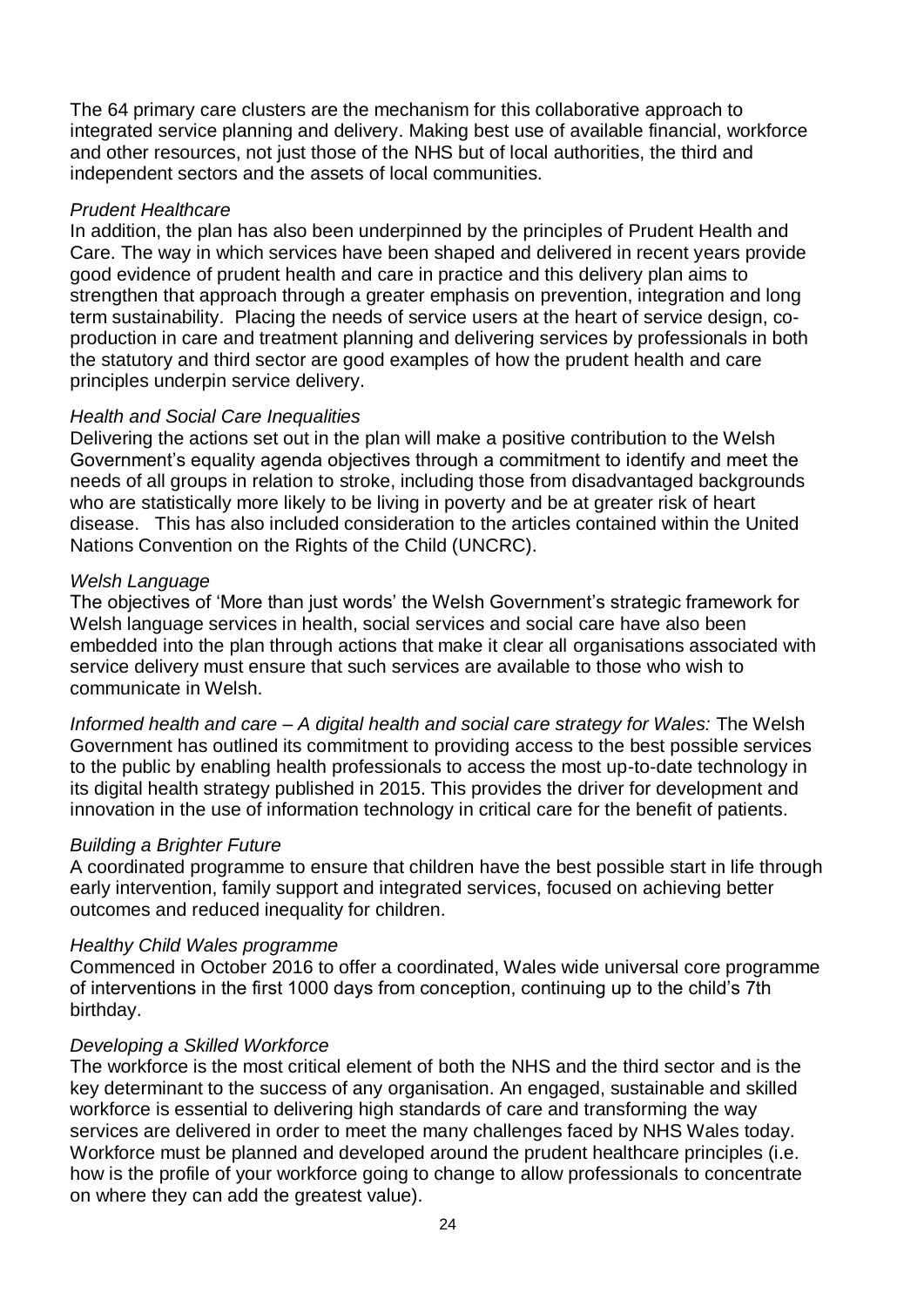The 64 primary care clusters are the mechanism for this collaborative approach to integrated service planning and delivery. Making best use of available financial, workforce and other resources, not just those of the NHS but of local authorities, the third and independent sectors and the assets of local communities.

*Prudent Healthcare*

In addition, the plan has also been underpinned by the principles of Prudent Health and Care. The way in which services have been shaped and delivered in recent years provide good evidence of prudent health and care in practice and this delivery plan aims to strengthen that approach through a greater emphasis on prevention, integration and long term sustainability. Placing the needs of service users at the heart of service design, co-production in care and treatment planning and delivering services by professionals in both the statutory and third sector are good examples of how the prudent health and care principles underpin service delivery.

*Health and Social Care Inequalities*

Delivering the actions set out in the plan will make a positive contribution to the Welsh Government's equality agenda objectives through a commitment to identify and meet the needs of all groups in relation to stroke, including those from disadvantaged backgrounds who are statistically more likely to be living in poverty and be at greater risk of heart disease. This has also included consideration to the articles contained within the United Nations Convention on the Rights of the Child (UNCRC).

*Welsh Language*

The objectives of 'More than just words' the Welsh Government's strategic framework for Welsh language services in health, social services and social care have also been embedded into the plan through actions that make it clear all organisations associated with service delivery must ensure that such services are available to those who wish to communicate in Welsh.

*Informed health and care – A digital health and social care strategy for Wales:* The Welsh Government has outlined its commitment to providing access to the best possible services to the public by enabling health professionals to access the most up-to-date technology in its digital health strategy published in 2015. This provides the driver for development and innovation in the use of information technology in critical care for the benefit of patients.

*Building a Brighter Future*

A coordinated programme to ensure that children have the best possible start in life through early intervention, family support and integrated services, focused on achieving better outcomes and reduced inequality for children.

*Healthy Child Wales programme*

Commenced in October 2016 to offer a coordinated, Wales wide universal core programme of interventions in the first 1000 days from conception, continuing up to the child's 7th birthday.

*Developing a Skilled Workforce*

The workforce is the most critical element of both the NHS and the third sector and is the key determinant to the success of any organisation. An engaged, sustainable and skilled workforce is essential to delivering high standards of care and transforming the way services are delivered in order to meet the many challenges faced by NHS Wales today. Workforce must be planned and developed around the prudent healthcare principles (i.e. how is the profile of your workforce going to change to allow professionals to concentrate on where they can add the greatest value).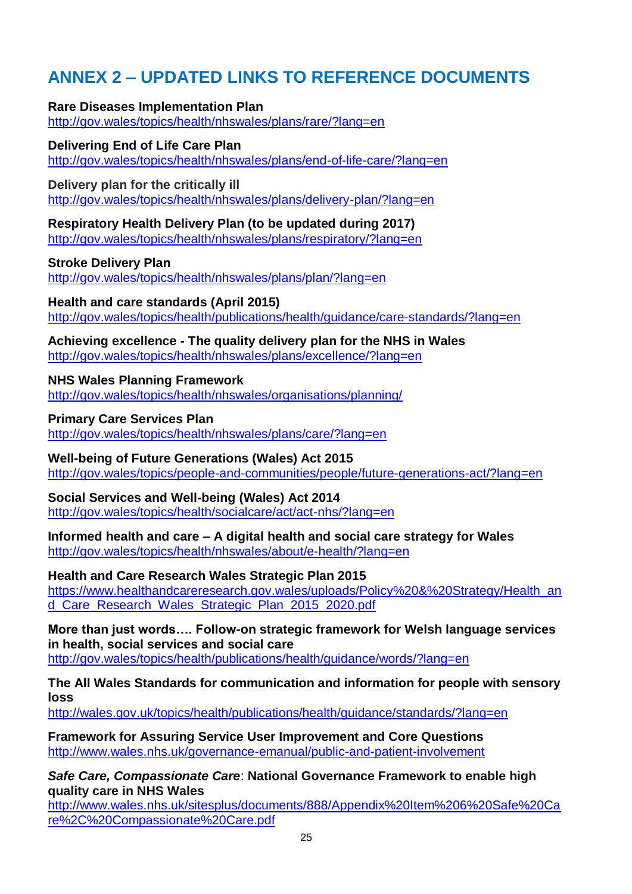# ANNEX 2 – UPDATED LINKS TO REFERENCE DOCUMENTS

**Rare Diseases Implementation Plan**
http://gov.wales/topics/health/nhswales/plans/rare/?lang=en

**Delivering End of Life Care Plan**
http://gov.wales/topics/health/nhswales/plans/end-of-life-care/?lang=en

**Delivery plan for the critically ill**
http://gov.wales/topics/health/nhswales/plans/delivery-plan/?lang=en

**Respiratory Health Delivery Plan (to be updated during 2017)**
http://gov.wales/topics/health/nhswales/plans/respiratory/?lang=en

**Stroke Delivery Plan**
http://gov.wales/topics/health/nhswales/plans/plan/?lang=en

**Health and care standards (April 2015)**
http://gov.wales/topics/health/publications/health/guidance/care-standards/?lang=en

**Achieving excellence - The quality delivery plan for the NHS in Wales**
http://gov.wales/topics/health/nhswales/plans/excellence/?lang=en

**NHS Wales Planning Framework**
http://gov.wales/topics/health/nhswales/organisations/planning/

**Primary Care Services Plan**
http://gov.wales/topics/health/nhswales/plans/care/?lang=en

**Well-being of Future Generations (Wales) Act 2015**
http://gov.wales/topics/people-and-communities/people/future-generations-act/?lang=en

**Social Services and Well-being (Wales) Act 2014**
http://gov.wales/topics/health/socialcare/act/act-nhs/?lang=en

**Informed health and care – A digital health and social care strategy for Wales**
http://gov.wales/topics/health/nhswales/about/e-health/?lang=en

**Health and Care Research Wales Strategic Plan 2015**
https://www.healthandcareresearch.gov.wales/uploads/Policy%20&%20Strategy/Health_and_Care_Research_Wales_Strategic_Plan_2015_2020.pdf

**More than just words…. Follow-on strategic framework for Welsh language services in health, social services and social care**
http://gov.wales/topics/health/publications/health/guidance/words/?lang=en

**The All Wales Standards for communication and information for people with sensory loss**
http://wales.gov.uk/topics/health/publications/health/guidance/standards/?lang=en

**Framework for Assuring Service User Improvement and Core Questions**
http://www.wales.nhs.uk/governance-emanual/public-and-patient-involvement

***Safe Care, Compassionate Care*: National Governance Framework to enable high quality care in NHS Wales**
http://www.wales.nhs.uk/sitesplus/documents/888/Appendix%20Item%206%20Safe%20Care%2C%20Compassionate%20Care.pdf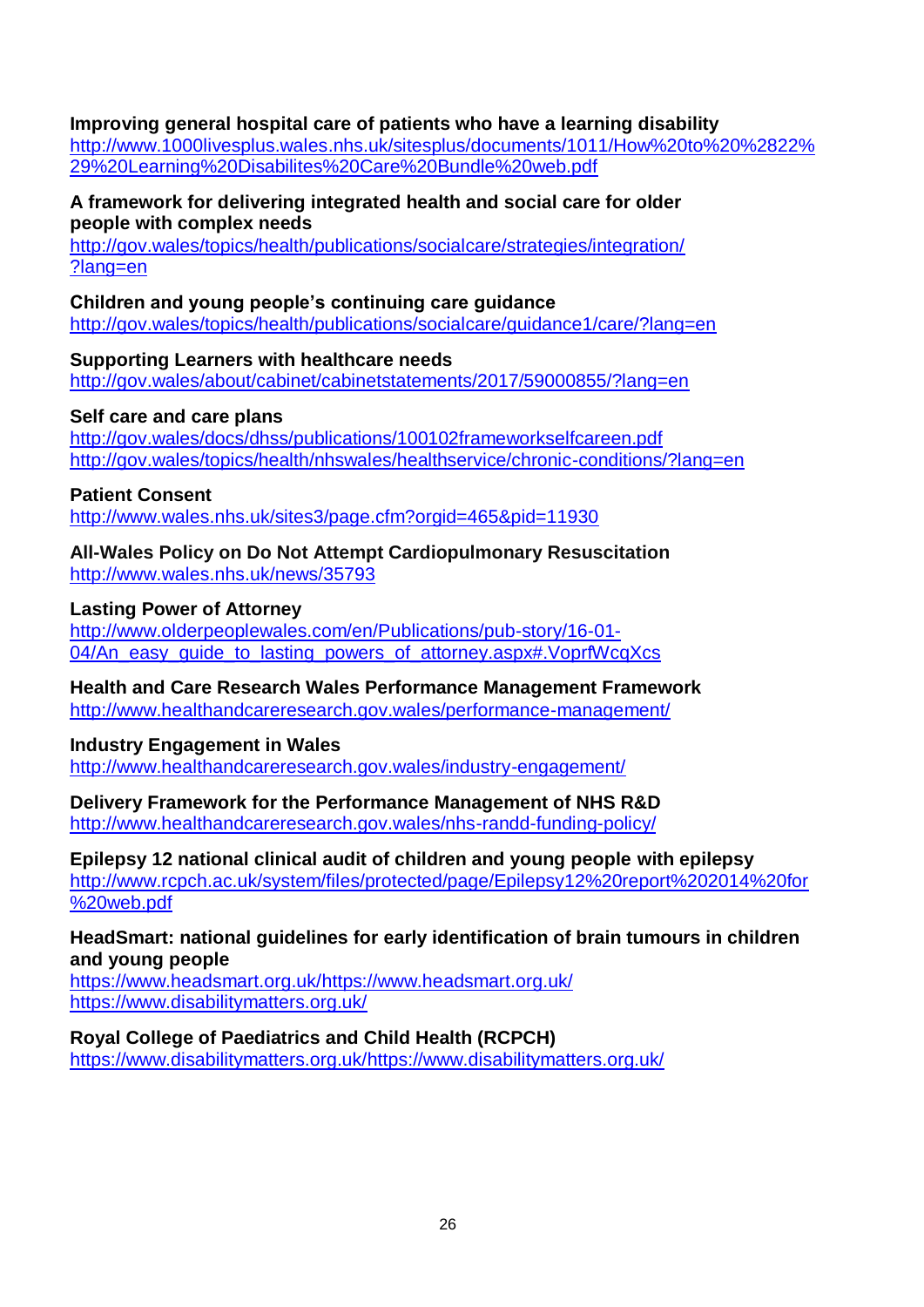**Improving general hospital care of patients who have a learning disability**
http://www.1000livesplus.wales.nhs.uk/sitesplus/documents/1011/How%20to%20%2822%29%20Learning%20Disabilites%20Care%20Bundle%20web.pdf

**A framework for delivering integrated health and social care for older people with complex needs**
http://gov.wales/topics/health/publications/socialcare/strategies/integration/?lang=en

**Children and young people's continuing care guidance**
http://gov.wales/topics/health/publications/socialcare/guidance1/care/?lang=en

**Supporting Learners with healthcare needs**
http://gov.wales/about/cabinet/cabinetstatements/2017/59000855/?lang=en

**Self care and care plans**
http://gov.wales/docs/dhss/publications/100102frameworkselfcareen.pdf
http://gov.wales/topics/health/nhswales/healthservice/chronic-conditions/?lang=en

**Patient Consent**
http://www.wales.nhs.uk/sites3/page.cfm?orgid=465&pid=11930

**All-Wales Policy on Do Not Attempt Cardiopulmonary Resuscitation**
http://www.wales.nhs.uk/news/35793

**Lasting Power of Attorney**
http://www.olderpeoplewales.com/en/Publications/pub-story/16-01-04/An_easy_guide_to_lasting_powers_of_attorney.aspx#.VoprfWcqXcs

**Health and Care Research Wales Performance Management Framework**
http://www.healthandcareresearch.gov.wales/performance-management/

**Industry Engagement in Wales**
http://www.healthandcareresearch.gov.wales/industry-engagement/

**Delivery Framework for the Performance Management of NHS R&D**
http://www.healthandcareresearch.gov.wales/nhs-randd-funding-policy/

**Epilepsy 12 national clinical audit of children and young people with epilepsy**
http://www.rcpch.ac.uk/system/files/protected/page/Epilepsy12%20report%202014%20for%20web.pdf

**HeadSmart: national guidelines for early identification of brain tumours in children and young people**
https://www.headsmart.org.uk/https://www.headsmart.org.uk/
https://www.disabilitymatters.org.uk/

**Royal College of Paediatrics and Child Health (RCPCH)**
https://www.disabilitymatters.org.uk/https://www.disabilitymatters.org.uk/